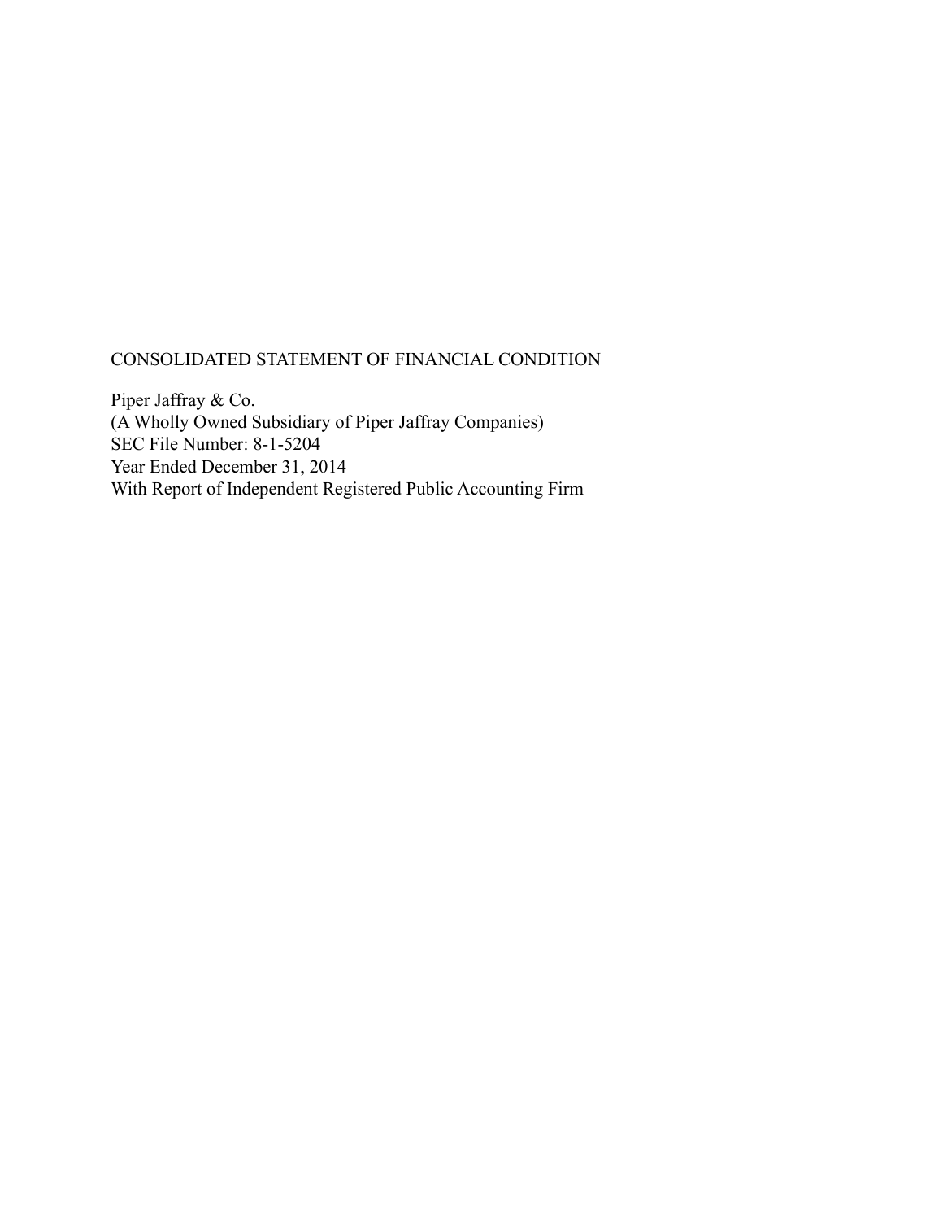# CONSOLIDATED STATEMENT OF FINANCIAL CONDITION

Piper Jaffray & Co.
(A Wholly Owned Subsidiary of Piper Jaffray Companies)
SEC File Number: 8-1-5204
Year Ended December 31, 2014
With Report of Independent Registered Public Accounting Firm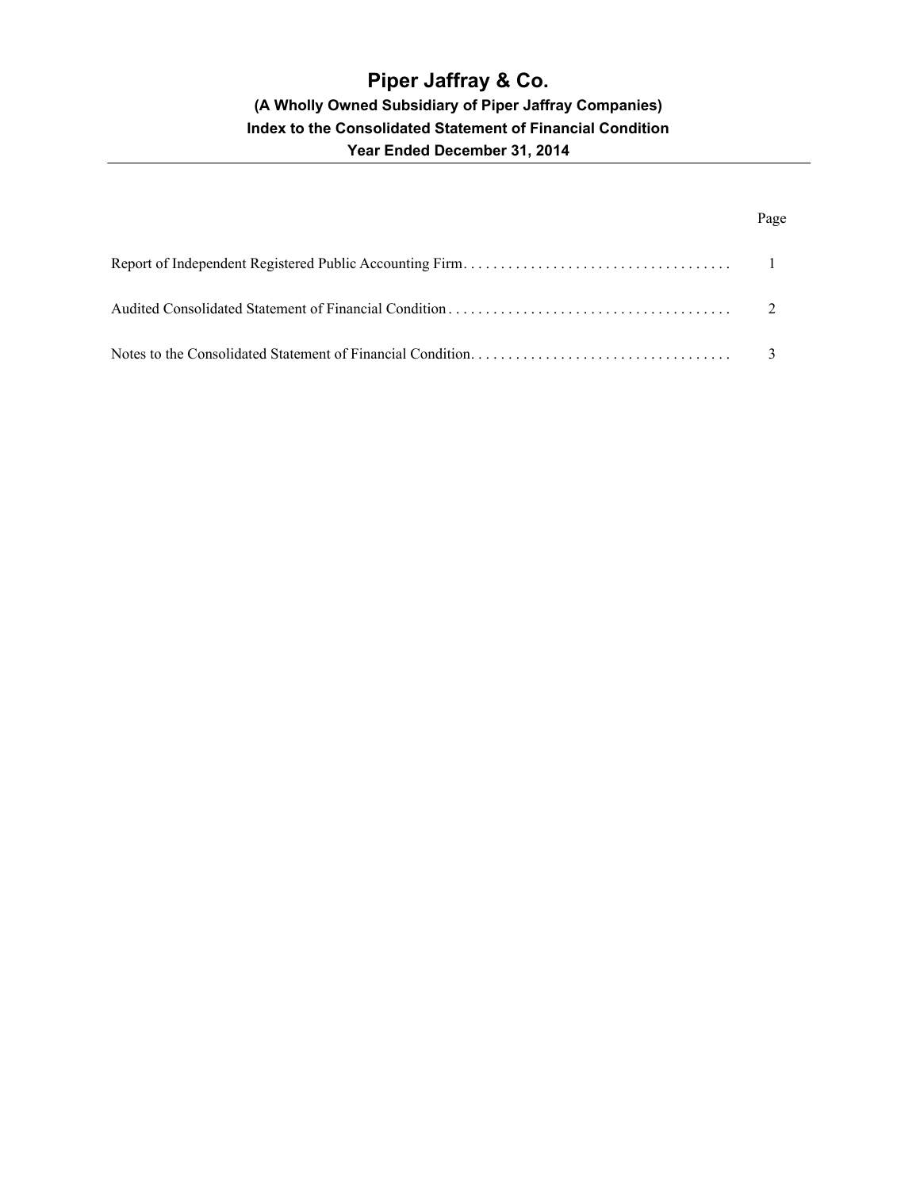# Piper Jaffray & Co.

### (A Wholly Owned Subsidiary of Piper Jaffray Companies)
### Index to the Consolidated Statement of Financial Condition
### Year Ended December 31, 2014

| | Page |
|---|---|
| Report of Independent Registered Public Accounting Firm | 1 |
| Audited Consolidated Statement of Financial Condition | 2 |
| Notes to the Consolidated Statement of Financial Condition | 3 |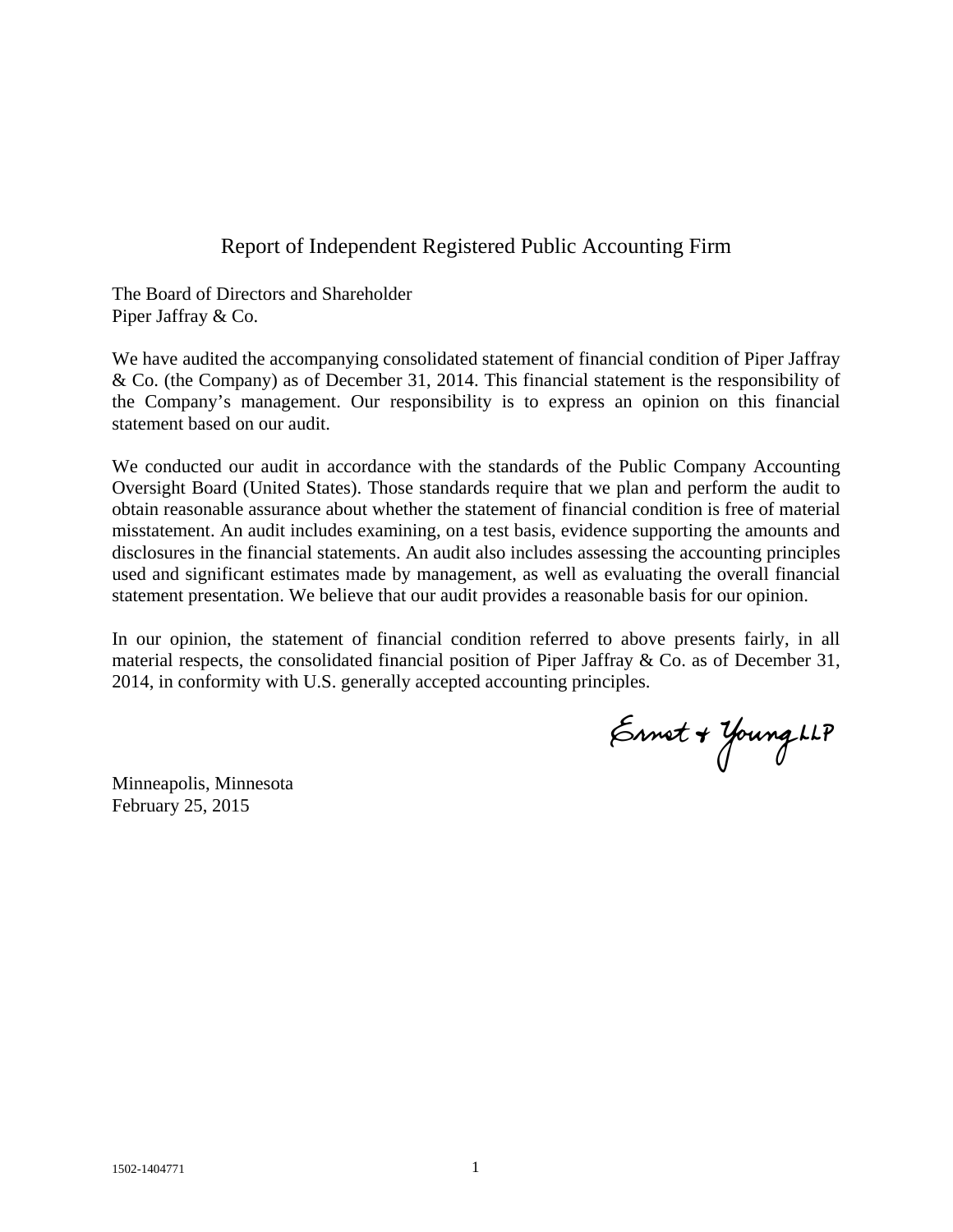# Report of Independent Registered Public Accounting Firm

The Board of Directors and Shareholder
Piper Jaffray & Co.

We have audited the accompanying consolidated statement of financial condition of Piper Jaffray & Co. (the Company) as of December 31, 2014. This financial statement is the responsibility of the Company's management. Our responsibility is to express an opinion on this financial statement based on our audit.

We conducted our audit in accordance with the standards of the Public Company Accounting Oversight Board (United States). Those standards require that we plan and perform the audit to obtain reasonable assurance about whether the statement of financial condition is free of material misstatement. An audit includes examining, on a test basis, evidence supporting the amounts and disclosures in the financial statements. An audit also includes assessing the accounting principles used and significant estimates made by management, as well as evaluating the overall financial statement presentation. We believe that our audit provides a reasonable basis for our opinion.

In our opinion, the statement of financial condition referred to above presents fairly, in all material respects, the consolidated financial position of Piper Jaffray & Co. as of December 31, 2014, in conformity with U.S. generally accepted accounting principles.

Ernst & Young LLP

Minneapolis, Minnesota
February 25, 2015

1502-1404771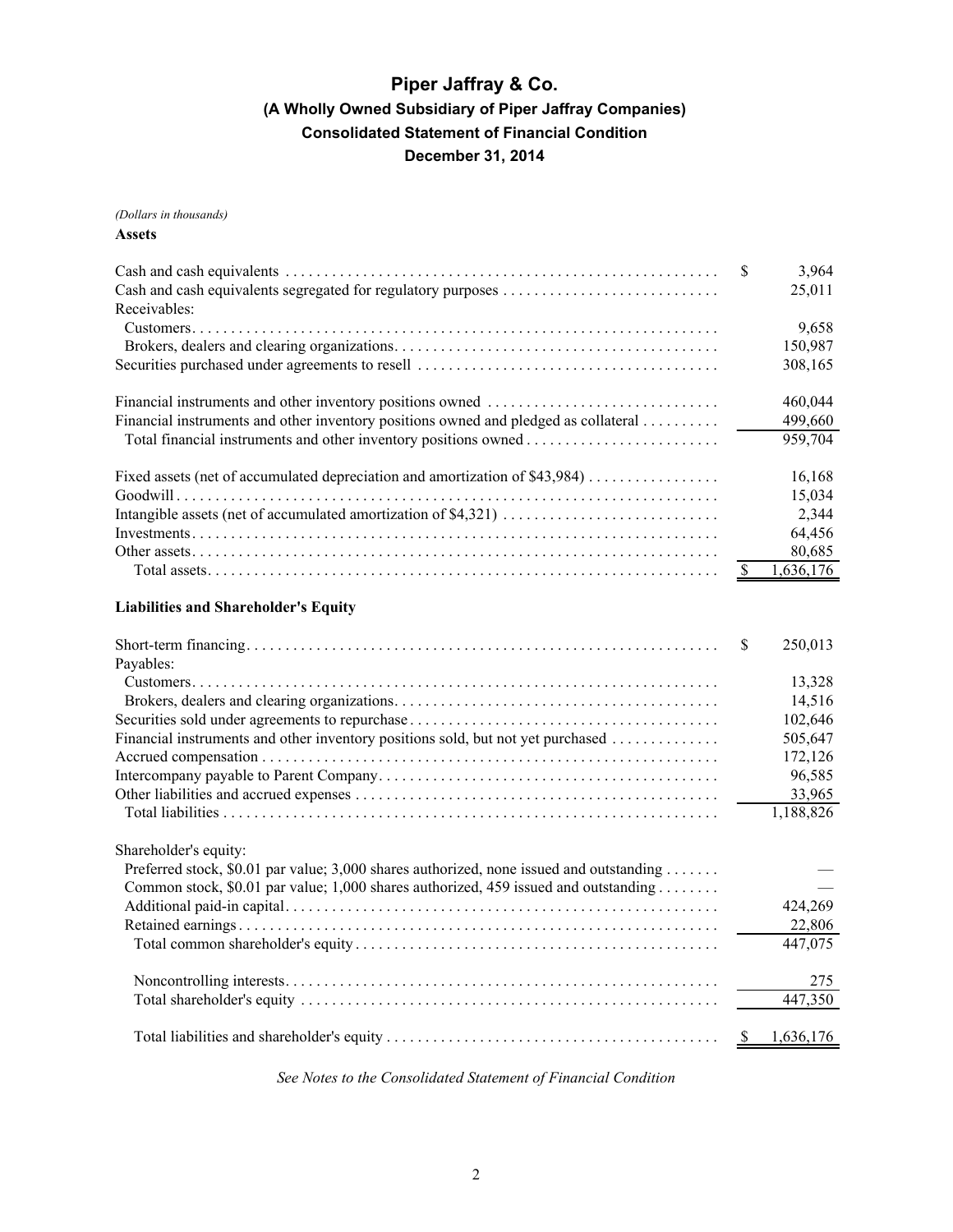# Piper Jaffray & Co.

## (A Wholly Owned Subsidiary of Piper Jaffray Companies)

## Consolidated Statement of Financial Condition

## December 31, 2014

*(Dollars in thousands)*

**Assets**

| | |
|---|---|
| Cash and cash equivalents | $ 3,964 |
| Cash and cash equivalents segregated for regulatory purposes | 25,011 |
| Receivables: | |
| Customers | 9,658 |
| Brokers, dealers and clearing organizations | 150,987 |
| Securities purchased under agreements to resell | 308,165 |
| | |
| Financial instruments and other inventory positions owned | 460,044 |
| Financial instruments and other inventory positions owned and pledged as collateral | 499,660 |
| Total financial instruments and other inventory positions owned | 959,704 |
| | |
| Fixed assets (net of accumulated depreciation and amortization of $43,984) | 16,168 |
| Goodwill | 15,034 |
| Intangible assets (net of accumulated amortization of $4,321) | 2,344 |
| Investments | 64,456 |
| Other assets | 80,685 |
| Total assets | $ 1,636,176 |

**Liabilities and Shareholder's Equity**

| | |
|---|---|
| Short-term financing | $ 250,013 |
| Payables: | |
| Customers | 13,328 |
| Brokers, dealers and clearing organizations | 14,516 |
| Securities sold under agreements to repurchase | 102,646 |
| Financial instruments and other inventory positions sold, but not yet purchased | 505,647 |
| Accrued compensation | 172,126 |
| Intercompany payable to Parent Company | 96,585 |
| Other liabilities and accrued expenses | 33,965 |
| Total liabilities | 1,188,826 |
| | |
| Shareholder's equity: | |
| Preferred stock, $0.01 par value; 3,000 shares authorized, none issued and outstanding | — |
| Common stock, $0.01 par value; 1,000 shares authorized, 459 issued and outstanding | — |
| Additional paid-in capital | 424,269 |
| Retained earnings | 22,806 |
| Total common shareholder's equity | 447,075 |
| | |
| Noncontrolling interests | 275 |
| Total shareholder's equity | 447,350 |
| | |
| Total liabilities and shareholder's equity | $ 1,636,176 |

*See Notes to the Consolidated Statement of Financial Condition*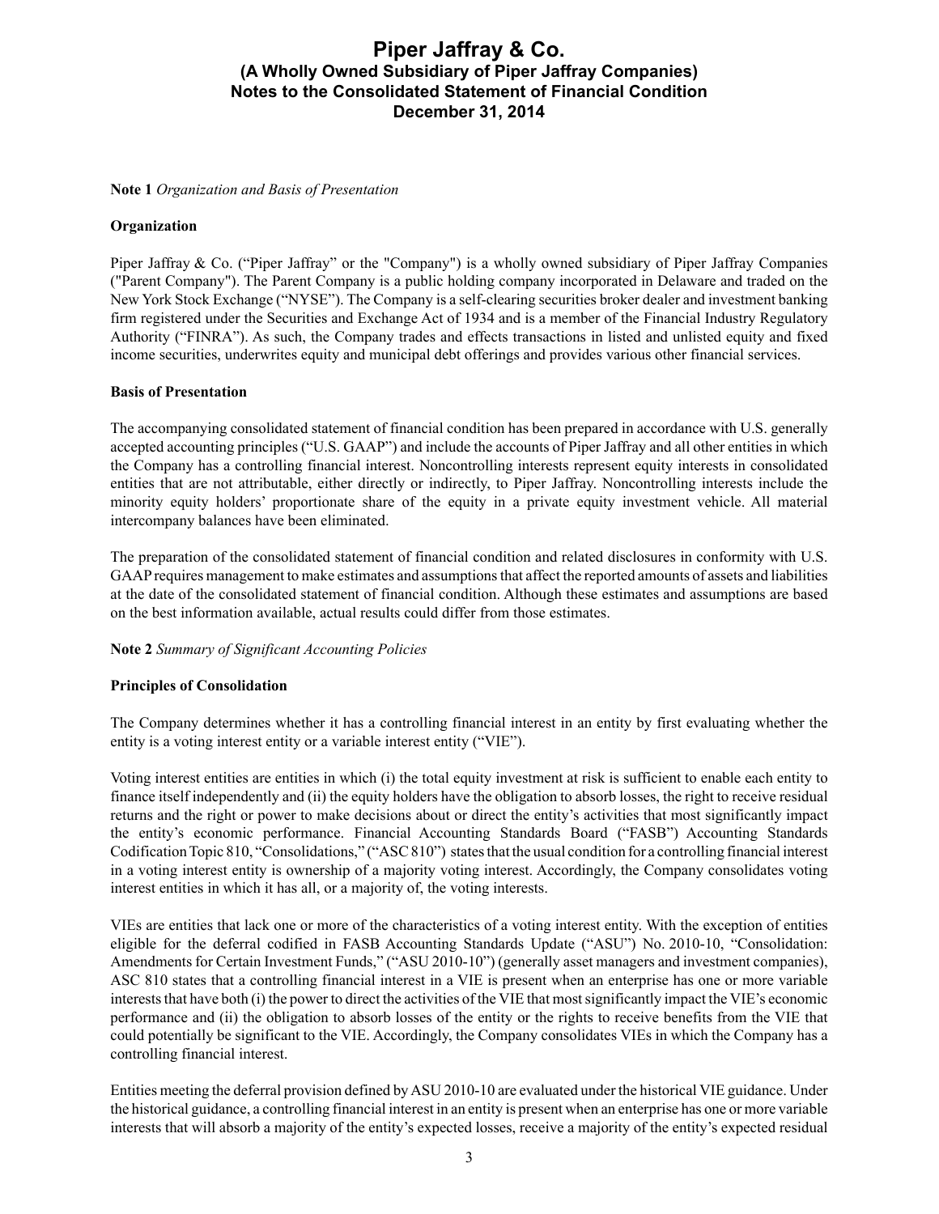**Note 1** *Organization and Basis of Presentation*

**Organization**

Piper Jaffray & Co. ("Piper Jaffray" or the "Company") is a wholly owned subsidiary of Piper Jaffray Companies ("Parent Company"). The Parent Company is a public holding company incorporated in Delaware and traded on the New York Stock Exchange ("NYSE"). The Company is a self-clearing securities broker dealer and investment banking firm registered under the Securities and Exchange Act of 1934 and is a member of the Financial Industry Regulatory Authority ("FINRA"). As such, the Company trades and effects transactions in listed and unlisted equity and fixed income securities, underwrites equity and municipal debt offerings and provides various other financial services.

**Basis of Presentation**

The accompanying consolidated statement of financial condition has been prepared in accordance with U.S. generally accepted accounting principles ("U.S. GAAP") and include the accounts of Piper Jaffray and all other entities in which the Company has a controlling financial interest. Noncontrolling interests represent equity interests in consolidated entities that are not attributable, either directly or indirectly, to Piper Jaffray. Noncontrolling interests include the minority equity holders' proportionate share of the equity in a private equity investment vehicle. All material intercompany balances have been eliminated.

The preparation of the consolidated statement of financial condition and related disclosures in conformity with U.S. GAAP requires management to make estimates and assumptions that affect the reported amounts of assets and liabilities at the date of the consolidated statement of financial condition. Although these estimates and assumptions are based on the best information available, actual results could differ from those estimates.

**Note 2** *Summary of Significant Accounting Policies*

**Principles of Consolidation**

The Company determines whether it has a controlling financial interest in an entity by first evaluating whether the entity is a voting interest entity or a variable interest entity ("VIE").

Voting interest entities are entities in which (i) the total equity investment at risk is sufficient to enable each entity to finance itself independently and (ii) the equity holders have the obligation to absorb losses, the right to receive residual returns and the right or power to make decisions about or direct the entity's activities that most significantly impact the entity's economic performance. Financial Accounting Standards Board ("FASB") Accounting Standards Codification Topic 810, "Consolidations," ("ASC 810") states that the usual condition for a controlling financial interest in a voting interest entity is ownership of a majority voting interest. Accordingly, the Company consolidates voting interest entities in which it has all, or a majority of, the voting interests.

VIEs are entities that lack one or more of the characteristics of a voting interest entity. With the exception of entities eligible for the deferral codified in FASB Accounting Standards Update ("ASU") No. 2010-10, "Consolidation: Amendments for Certain Investment Funds," ("ASU 2010-10") (generally asset managers and investment companies), ASC 810 states that a controlling financial interest in a VIE is present when an enterprise has one or more variable interests that have both (i) the power to direct the activities of the VIE that most significantly impact the VIE's economic performance and (ii) the obligation to absorb losses of the entity or the rights to receive benefits from the VIE that could potentially be significant to the VIE. Accordingly, the Company consolidates VIEs in which the Company has a controlling financial interest.

Entities meeting the deferral provision defined by ASU 2010-10 are evaluated under the historical VIE guidance. Under the historical guidance, a controlling financial interest in an entity is present when an enterprise has one or more variable interests that will absorb a majority of the entity's expected losses, receive a majority of the entity's expected residual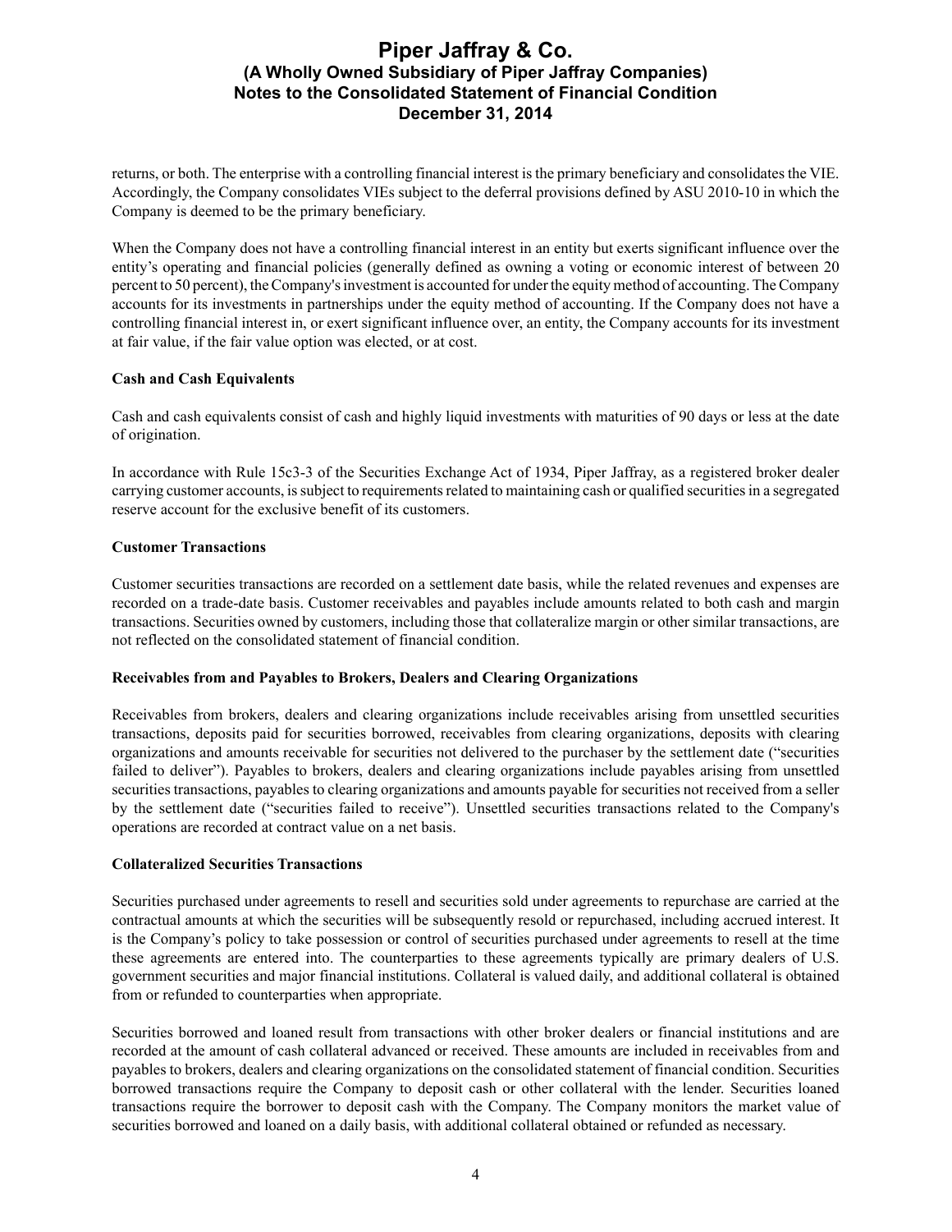returns, or both. The enterprise with a controlling financial interest is the primary beneficiary and consolidates the VIE. Accordingly, the Company consolidates VIEs subject to the deferral provisions defined by ASU 2010-10 in which the Company is deemed to be the primary beneficiary.

When the Company does not have a controlling financial interest in an entity but exerts significant influence over the entity's operating and financial policies (generally defined as owning a voting or economic interest of between 20 percent to 50 percent), the Company's investment is accounted for under the equity method of accounting. The Company accounts for its investments in partnerships under the equity method of accounting. If the Company does not have a controlling financial interest in, or exert significant influence over, an entity, the Company accounts for its investment at fair value, if the fair value option was elected, or at cost.

**Cash and Cash Equivalents**

Cash and cash equivalents consist of cash and highly liquid investments with maturities of 90 days or less at the date of origination.

In accordance with Rule 15c3-3 of the Securities Exchange Act of 1934, Piper Jaffray, as a registered broker dealer carrying customer accounts, is subject to requirements related to maintaining cash or qualified securities in a segregated reserve account for the exclusive benefit of its customers.

**Customer Transactions**

Customer securities transactions are recorded on a settlement date basis, while the related revenues and expenses are recorded on a trade-date basis. Customer receivables and payables include amounts related to both cash and margin transactions. Securities owned by customers, including those that collateralize margin or other similar transactions, are not reflected on the consolidated statement of financial condition.

**Receivables from and Payables to Brokers, Dealers and Clearing Organizations**

Receivables from brokers, dealers and clearing organizations include receivables arising from unsettled securities transactions, deposits paid for securities borrowed, receivables from clearing organizations, deposits with clearing organizations and amounts receivable for securities not delivered to the purchaser by the settlement date ("securities failed to deliver"). Payables to brokers, dealers and clearing organizations include payables arising from unsettled securities transactions, payables to clearing organizations and amounts payable for securities not received from a seller by the settlement date ("securities failed to receive"). Unsettled securities transactions related to the Company's operations are recorded at contract value on a net basis.

**Collateralized Securities Transactions**

Securities purchased under agreements to resell and securities sold under agreements to repurchase are carried at the contractual amounts at which the securities will be subsequently resold or repurchased, including accrued interest. It is the Company's policy to take possession or control of securities purchased under agreements to resell at the time these agreements are entered into. The counterparties to these agreements typically are primary dealers of U.S. government securities and major financial institutions. Collateral is valued daily, and additional collateral is obtained from or refunded to counterparties when appropriate.

Securities borrowed and loaned result from transactions with other broker dealers or financial institutions and are recorded at the amount of cash collateral advanced or received. These amounts are included in receivables from and payables to brokers, dealers and clearing organizations on the consolidated statement of financial condition. Securities borrowed transactions require the Company to deposit cash or other collateral with the lender. Securities loaned transactions require the borrower to deposit cash with the Company. The Company monitors the market value of securities borrowed and loaned on a daily basis, with additional collateral obtained or refunded as necessary.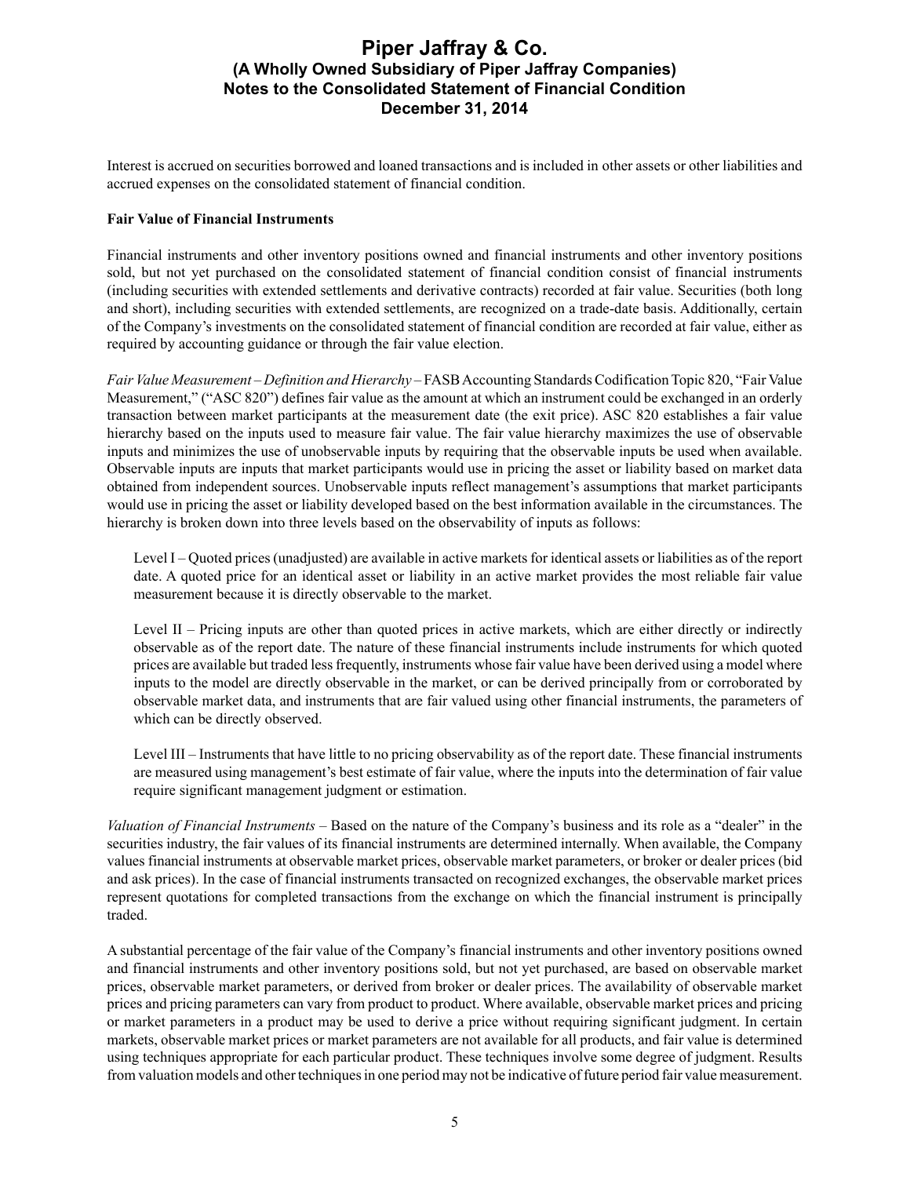Interest is accrued on securities borrowed and loaned transactions and is included in other assets or other liabilities and accrued expenses on the consolidated statement of financial condition.

**Fair Value of Financial Instruments**

Financial instruments and other inventory positions owned and financial instruments and other inventory positions sold, but not yet purchased on the consolidated statement of financial condition consist of financial instruments (including securities with extended settlements and derivative contracts) recorded at fair value. Securities (both long and short), including securities with extended settlements, are recognized on a trade-date basis. Additionally, certain of the Company's investments on the consolidated statement of financial condition are recorded at fair value, either as required by accounting guidance or through the fair value election.

*Fair Value Measurement – Definition and Hierarchy* – FASB Accounting Standards Codification Topic 820, "Fair Value Measurement," ("ASC 820") defines fair value as the amount at which an instrument could be exchanged in an orderly transaction between market participants at the measurement date (the exit price). ASC 820 establishes a fair value hierarchy based on the inputs used to measure fair value. The fair value hierarchy maximizes the use of observable inputs and minimizes the use of unobservable inputs by requiring that the observable inputs be used when available. Observable inputs are inputs that market participants would use in pricing the asset or liability based on market data obtained from independent sources. Unobservable inputs reflect management's assumptions that market participants would use in pricing the asset or liability developed based on the best information available in the circumstances. The hierarchy is broken down into three levels based on the observability of inputs as follows:

Level I – Quoted prices (unadjusted) are available in active markets for identical assets or liabilities as of the report date. A quoted price for an identical asset or liability in an active market provides the most reliable fair value measurement because it is directly observable to the market.

Level II – Pricing inputs are other than quoted prices in active markets, which are either directly or indirectly observable as of the report date. The nature of these financial instruments include instruments for which quoted prices are available but traded less frequently, instruments whose fair value have been derived using a model where inputs to the model are directly observable in the market, or can be derived principally from or corroborated by observable market data, and instruments that are fair valued using other financial instruments, the parameters of which can be directly observed.

Level III – Instruments that have little to no pricing observability as of the report date. These financial instruments are measured using management's best estimate of fair value, where the inputs into the determination of fair value require significant management judgment or estimation.

*Valuation of Financial Instruments* – Based on the nature of the Company's business and its role as a "dealer" in the securities industry, the fair values of its financial instruments are determined internally. When available, the Company values financial instruments at observable market prices, observable market parameters, or broker or dealer prices (bid and ask prices). In the case of financial instruments transacted on recognized exchanges, the observable market prices represent quotations for completed transactions from the exchange on which the financial instrument is principally traded.

A substantial percentage of the fair value of the Company's financial instruments and other inventory positions owned and financial instruments and other inventory positions sold, but not yet purchased, are based on observable market prices, observable market parameters, or derived from broker or dealer prices. The availability of observable market prices and pricing parameters can vary from product to product. Where available, observable market prices and pricing or market parameters in a product may be used to derive a price without requiring significant judgment. In certain markets, observable market prices or market parameters are not available for all products, and fair value is determined using techniques appropriate for each particular product. These techniques involve some degree of judgment. Results from valuation models and other techniques in one period may not be indicative of future period fair value measurement.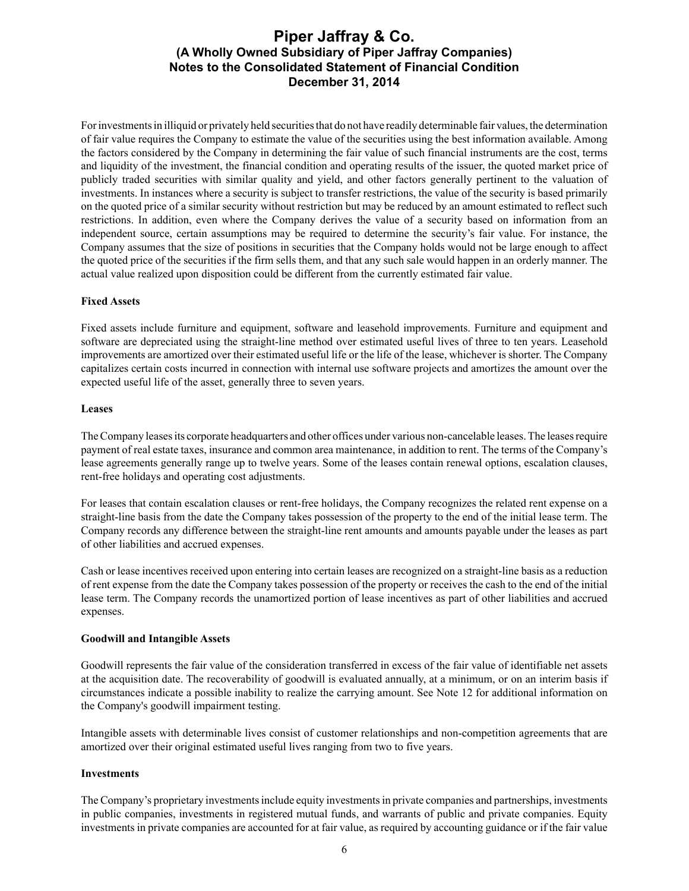For investments in illiquid or privately held securities that do not have readily determinable fair values, the determination of fair value requires the Company to estimate the value of the securities using the best information available. Among the factors considered by the Company in determining the fair value of such financial instruments are the cost, terms and liquidity of the investment, the financial condition and operating results of the issuer, the quoted market price of publicly traded securities with similar quality and yield, and other factors generally pertinent to the valuation of investments. In instances where a security is subject to transfer restrictions, the value of the security is based primarily on the quoted price of a similar security without restriction but may be reduced by an amount estimated to reflect such restrictions. In addition, even where the Company derives the value of a security based on information from an independent source, certain assumptions may be required to determine the security's fair value. For instance, the Company assumes that the size of positions in securities that the Company holds would not be large enough to affect the quoted price of the securities if the firm sells them, and that any such sale would happen in an orderly manner. The actual value realized upon disposition could be different from the currently estimated fair value.

**Fixed Assets**

Fixed assets include furniture and equipment, software and leasehold improvements. Furniture and equipment and software are depreciated using the straight-line method over estimated useful lives of three to ten years. Leasehold improvements are amortized over their estimated useful life or the life of the lease, whichever is shorter. The Company capitalizes certain costs incurred in connection with internal use software projects and amortizes the amount over the expected useful life of the asset, generally three to seven years.

**Leases**

The Company leases its corporate headquarters and other offices under various non-cancelable leases. The leases require payment of real estate taxes, insurance and common area maintenance, in addition to rent. The terms of the Company's lease agreements generally range up to twelve years. Some of the leases contain renewal options, escalation clauses, rent-free holidays and operating cost adjustments.

For leases that contain escalation clauses or rent-free holidays, the Company recognizes the related rent expense on a straight-line basis from the date the Company takes possession of the property to the end of the initial lease term. The Company records any difference between the straight-line rent amounts and amounts payable under the leases as part of other liabilities and accrued expenses.

Cash or lease incentives received upon entering into certain leases are recognized on a straight-line basis as a reduction of rent expense from the date the Company takes possession of the property or receives the cash to the end of the initial lease term. The Company records the unamortized portion of lease incentives as part of other liabilities and accrued expenses.

**Goodwill and Intangible Assets**

Goodwill represents the fair value of the consideration transferred in excess of the fair value of identifiable net assets at the acquisition date. The recoverability of goodwill is evaluated annually, at a minimum, or on an interim basis if circumstances indicate a possible inability to realize the carrying amount. See Note 12 for additional information on the Company's goodwill impairment testing.

Intangible assets with determinable lives consist of customer relationships and non-competition agreements that are amortized over their original estimated useful lives ranging from two to five years.

**Investments**

The Company's proprietary investments include equity investments in private companies and partnerships, investments in public companies, investments in registered mutual funds, and warrants of public and private companies. Equity investments in private companies are accounted for at fair value, as required by accounting guidance or if the fair value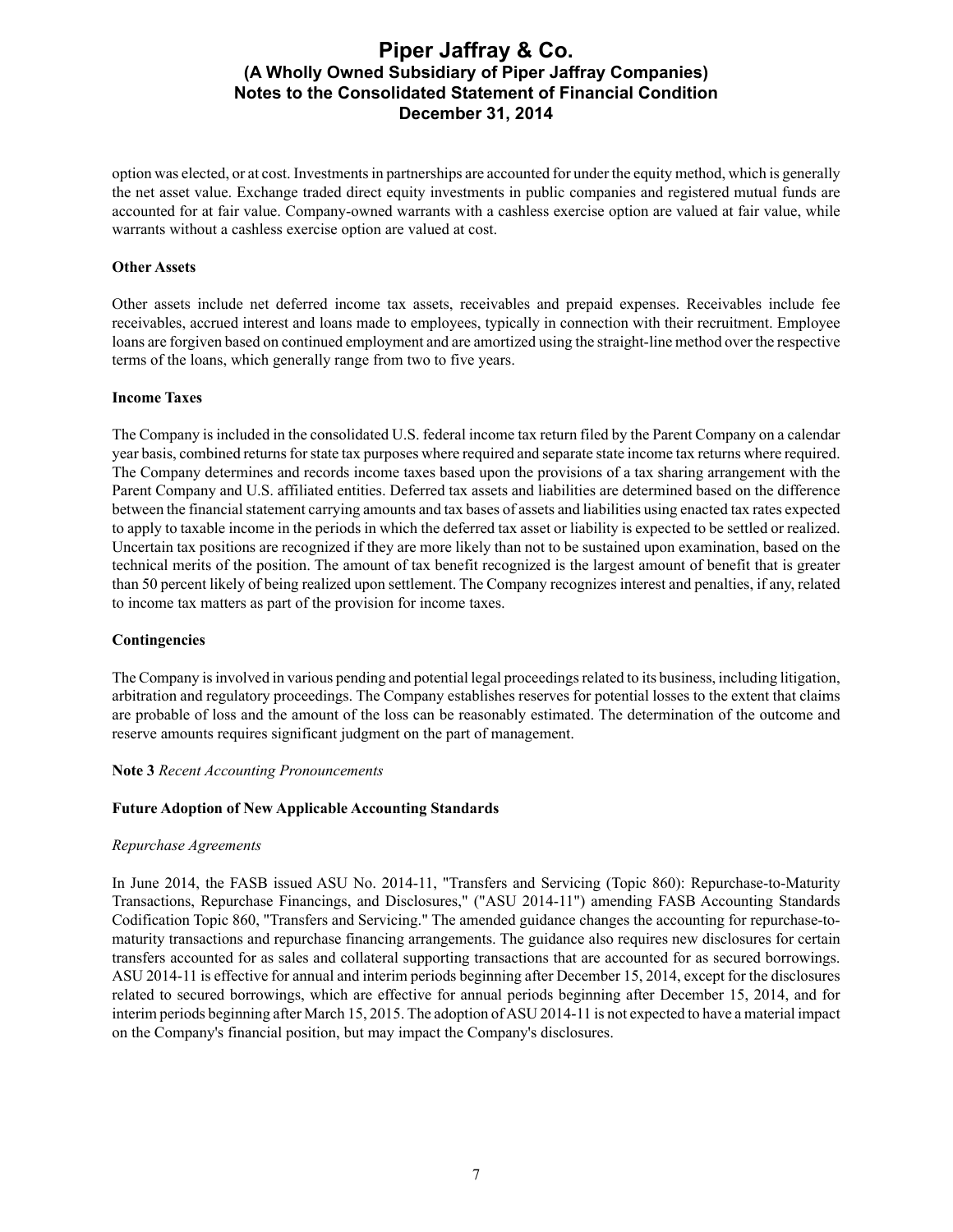option was elected, or at cost. Investments in partnerships are accounted for under the equity method, which is generally the net asset value. Exchange traded direct equity investments in public companies and registered mutual funds are accounted for at fair value. Company-owned warrants with a cashless exercise option are valued at fair value, while warrants without a cashless exercise option are valued at cost.

**Other Assets**

Other assets include net deferred income tax assets, receivables and prepaid expenses. Receivables include fee receivables, accrued interest and loans made to employees, typically in connection with their recruitment. Employee loans are forgiven based on continued employment and are amortized using the straight-line method over the respective terms of the loans, which generally range from two to five years.

**Income Taxes**

The Company is included in the consolidated U.S. federal income tax return filed by the Parent Company on a calendar year basis, combined returns for state tax purposes where required and separate state income tax returns where required. The Company determines and records income taxes based upon the provisions of a tax sharing arrangement with the Parent Company and U.S. affiliated entities. Deferred tax assets and liabilities are determined based on the difference between the financial statement carrying amounts and tax bases of assets and liabilities using enacted tax rates expected to apply to taxable income in the periods in which the deferred tax asset or liability is expected to be settled or realized. Uncertain tax positions are recognized if they are more likely than not to be sustained upon examination, based on the technical merits of the position. The amount of tax benefit recognized is the largest amount of benefit that is greater than 50 percent likely of being realized upon settlement. The Company recognizes interest and penalties, if any, related to income tax matters as part of the provision for income taxes.

**Contingencies**

The Company is involved in various pending and potential legal proceedings related to its business, including litigation, arbitration and regulatory proceedings. The Company establishes reserves for potential losses to the extent that claims are probable of loss and the amount of the loss can be reasonably estimated. The determination of the outcome and reserve amounts requires significant judgment on the part of management.

**Note 3** *Recent Accounting Pronouncements*

**Future Adoption of New Applicable Accounting Standards**

*Repurchase Agreements*

In June 2014, the FASB issued ASU No. 2014-11, "Transfers and Servicing (Topic 860): Repurchase-to-Maturity Transactions, Repurchase Financings, and Disclosures," ("ASU 2014-11") amending FASB Accounting Standards Codification Topic 860, "Transfers and Servicing." The amended guidance changes the accounting for repurchase-to-maturity transactions and repurchase financing arrangements. The guidance also requires new disclosures for certain transfers accounted for as sales and collateral supporting transactions that are accounted for as secured borrowings. ASU 2014-11 is effective for annual and interim periods beginning after December 15, 2014, except for the disclosures related to secured borrowings, which are effective for annual periods beginning after December 15, 2014, and for interim periods beginning after March 15, 2015. The adoption of ASU 2014-11 is not expected to have a material impact on the Company's financial position, but may impact the Company's disclosures.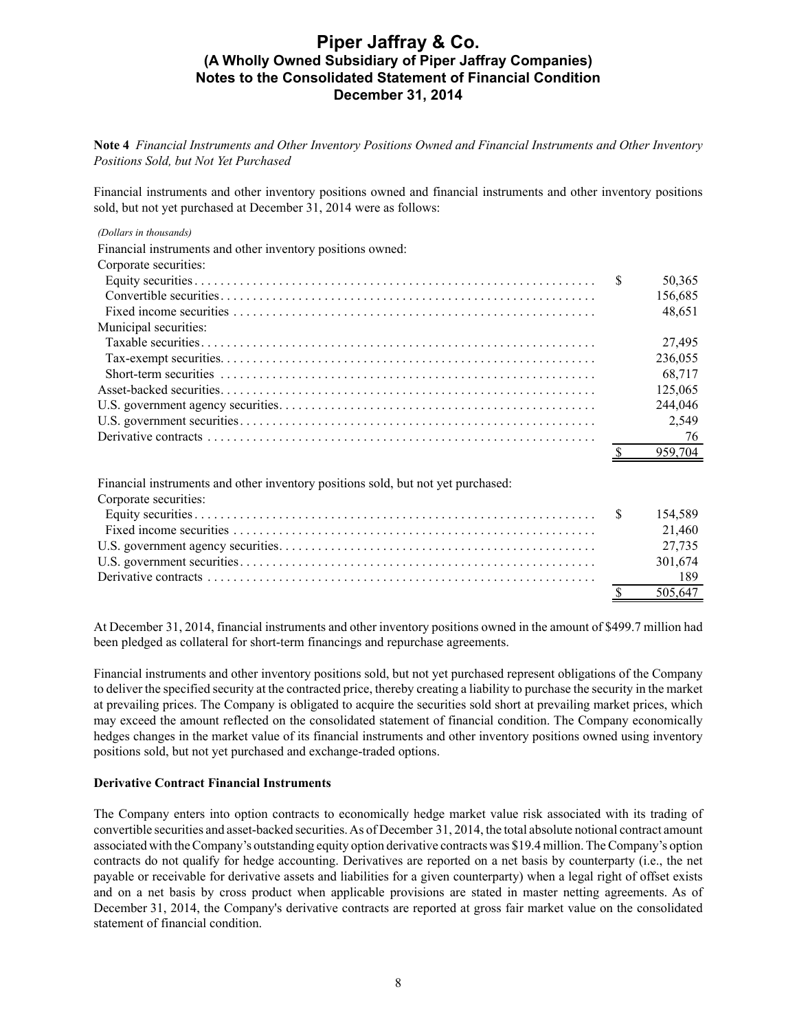**Note 4** *Financial Instruments and Other Inventory Positions Owned and Financial Instruments and Other Inventory Positions Sold, but Not Yet Purchased*

Financial instruments and other inventory positions owned and financial instruments and other inventory positions sold, but not yet purchased at December 31, 2014 were as follows:

| *(Dollars in thousands)* | |
|---|---|
| Financial instruments and other inventory positions owned: | |
| Corporate securities: | |
| Equity securities | $ 50,365 |
| Convertible securities | 156,685 |
| Fixed income securities | 48,651 |
| Municipal securities: | |
| Taxable securities | 27,495 |
| Tax-exempt securities | 236,055 |
| Short-term securities | 68,717 |
| Asset-backed securities | 125,065 |
| U.S. government agency securities | 244,046 |
| U.S. government securities | 2,549 |
| Derivative contracts | 76 |
| | $ 959,704 |
| Financial instruments and other inventory positions sold, but not yet purchased: | |
| Corporate securities: | |
| Equity securities | $ 154,589 |
| Fixed income securities | 21,460 |
| U.S. government agency securities | 27,735 |
| U.S. government securities | 301,674 |
| Derivative contracts | 189 |
| | $ 505,647 |

At December 31, 2014, financial instruments and other inventory positions owned in the amount of $499.7 million had been pledged as collateral for short-term financings and repurchase agreements.

Financial instruments and other inventory positions sold, but not yet purchased represent obligations of the Company to deliver the specified security at the contracted price, thereby creating a liability to purchase the security in the market at prevailing prices. The Company is obligated to acquire the securities sold short at prevailing market prices, which may exceed the amount reflected on the consolidated statement of financial condition. The Company economically hedges changes in the market value of its financial instruments and other inventory positions owned using inventory positions sold, but not yet purchased and exchange-traded options.

**Derivative Contract Financial Instruments**

The Company enters into option contracts to economically hedge market value risk associated with its trading of convertible securities and asset-backed securities. As of December 31, 2014, the total absolute notional contract amount associated with the Company's outstanding equity option derivative contracts was $19.4 million. The Company's option contracts do not qualify for hedge accounting. Derivatives are reported on a net basis by counterparty (i.e., the net payable or receivable for derivative assets and liabilities for a given counterparty) when a legal right of offset exists and on a net basis by cross product when applicable provisions are stated in master netting agreements. As of December 31, 2014, the Company's derivative contracts are reported at gross fair market value on the consolidated statement of financial condition.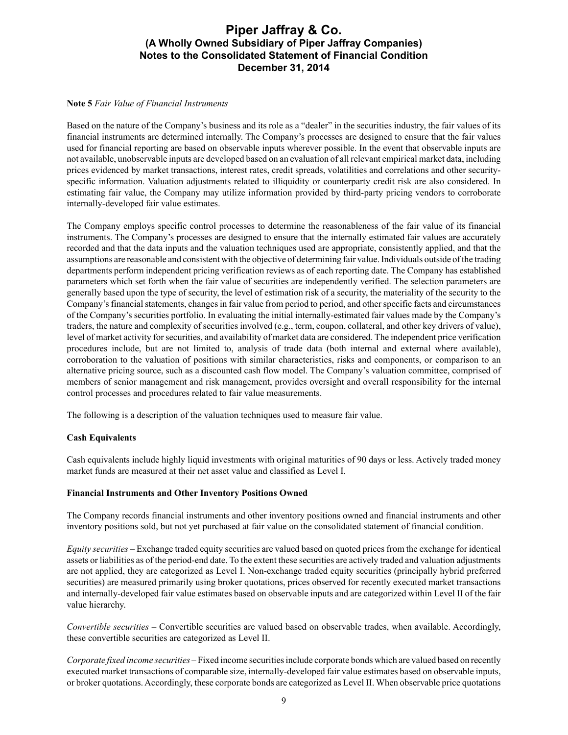**Note 5** *Fair Value of Financial Instruments*

Based on the nature of the Company's business and its role as a "dealer" in the securities industry, the fair values of its financial instruments are determined internally. The Company's processes are designed to ensure that the fair values used for financial reporting are based on observable inputs wherever possible. In the event that observable inputs are not available, unobservable inputs are developed based on an evaluation of all relevant empirical market data, including prices evidenced by market transactions, interest rates, credit spreads, volatilities and correlations and other security-specific information. Valuation adjustments related to illiquidity or counterparty credit risk are also considered. In estimating fair value, the Company may utilize information provided by third-party pricing vendors to corroborate internally-developed fair value estimates.

The Company employs specific control processes to determine the reasonableness of the fair value of its financial instruments. The Company's processes are designed to ensure that the internally estimated fair values are accurately recorded and that the data inputs and the valuation techniques used are appropriate, consistently applied, and that the assumptions are reasonable and consistent with the objective of determining fair value. Individuals outside of the trading departments perform independent pricing verification reviews as of each reporting date. The Company has established parameters which set forth when the fair value of securities are independently verified. The selection parameters are generally based upon the type of security, the level of estimation risk of a security, the materiality of the security to the Company's financial statements, changes in fair value from period to period, and other specific facts and circumstances of the Company's securities portfolio. In evaluating the initial internally-estimated fair values made by the Company's traders, the nature and complexity of securities involved (e.g., term, coupon, collateral, and other key drivers of value), level of market activity for securities, and availability of market data are considered. The independent price verification procedures include, but are not limited to, analysis of trade data (both internal and external where available), corroboration to the valuation of positions with similar characteristics, risks and components, or comparison to an alternative pricing source, such as a discounted cash flow model. The Company's valuation committee, comprised of members of senior management and risk management, provides oversight and overall responsibility for the internal control processes and procedures related to fair value measurements.

The following is a description of the valuation techniques used to measure fair value.

**Cash Equivalents**

Cash equivalents include highly liquid investments with original maturities of 90 days or less. Actively traded money market funds are measured at their net asset value and classified as Level I.

**Financial Instruments and Other Inventory Positions Owned**

The Company records financial instruments and other inventory positions owned and financial instruments and other inventory positions sold, but not yet purchased at fair value on the consolidated statement of financial condition.

*Equity securities* – Exchange traded equity securities are valued based on quoted prices from the exchange for identical assets or liabilities as of the period-end date. To the extent these securities are actively traded and valuation adjustments are not applied, they are categorized as Level I. Non-exchange traded equity securities (principally hybrid preferred securities) are measured primarily using broker quotations, prices observed for recently executed market transactions and internally-developed fair value estimates based on observable inputs and are categorized within Level II of the fair value hierarchy.

*Convertible securities* – Convertible securities are valued based on observable trades, when available. Accordingly, these convertible securities are categorized as Level II.

*Corporate fixed income securities* – Fixed income securities include corporate bonds which are valued based on recently executed market transactions of comparable size, internally-developed fair value estimates based on observable inputs, or broker quotations. Accordingly, these corporate bonds are categorized as Level II. When observable price quotations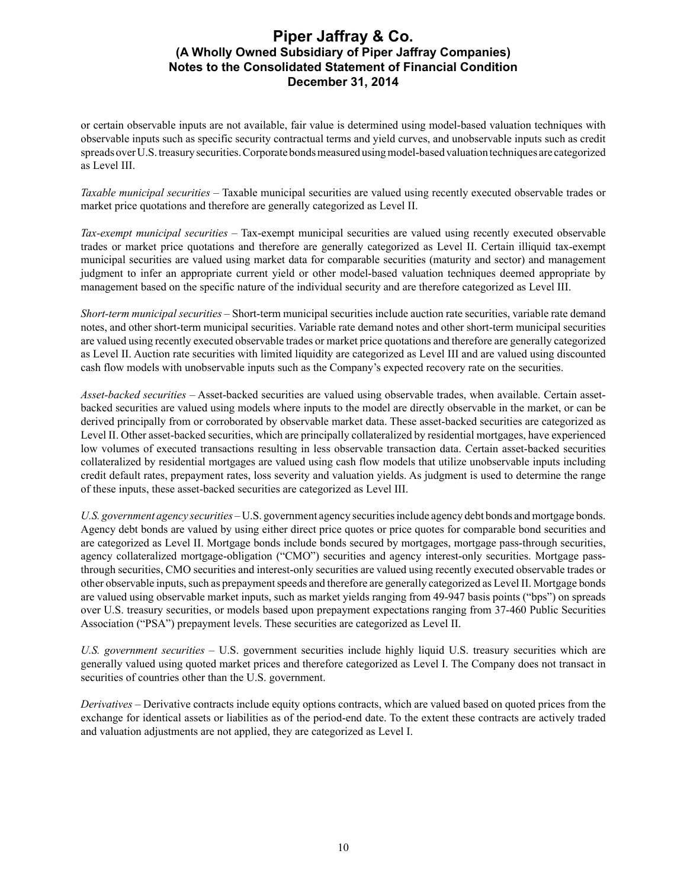or certain observable inputs are not available, fair value is determined using model-based valuation techniques with observable inputs such as specific security contractual terms and yield curves, and unobservable inputs such as credit spreads over U.S. treasury securities. Corporate bonds measured using model-based valuation techniques are categorized as Level III.

*Taxable municipal securities* – Taxable municipal securities are valued using recently executed observable trades or market price quotations and therefore are generally categorized as Level II.

*Tax-exempt municipal securities* – Tax-exempt municipal securities are valued using recently executed observable trades or market price quotations and therefore are generally categorized as Level II. Certain illiquid tax-exempt municipal securities are valued using market data for comparable securities (maturity and sector) and management judgment to infer an appropriate current yield or other model-based valuation techniques deemed appropriate by management based on the specific nature of the individual security and are therefore categorized as Level III.

*Short-term municipal securities* – Short-term municipal securities include auction rate securities, variable rate demand notes, and other short-term municipal securities. Variable rate demand notes and other short-term municipal securities are valued using recently executed observable trades or market price quotations and therefore are generally categorized as Level II. Auction rate securities with limited liquidity are categorized as Level III and are valued using discounted cash flow models with unobservable inputs such as the Company's expected recovery rate on the securities.

*Asset-backed securities* – Asset-backed securities are valued using observable trades, when available. Certain asset-backed securities are valued using models where inputs to the model are directly observable in the market, or can be derived principally from or corroborated by observable market data. These asset-backed securities are categorized as Level II. Other asset-backed securities, which are principally collateralized by residential mortgages, have experienced low volumes of executed transactions resulting in less observable transaction data. Certain asset-backed securities collateralized by residential mortgages are valued using cash flow models that utilize unobservable inputs including credit default rates, prepayment rates, loss severity and valuation yields. As judgment is used to determine the range of these inputs, these asset-backed securities are categorized as Level III.

*U.S. government agency securities* – U.S. government agency securities include agency debt bonds and mortgage bonds. Agency debt bonds are valued by using either direct price quotes or price quotes for comparable bond securities and are categorized as Level II. Mortgage bonds include bonds secured by mortgages, mortgage pass-through securities, agency collateralized mortgage-obligation ("CMO") securities and agency interest-only securities. Mortgage pass-through securities, CMO securities and interest-only securities are valued using recently executed observable trades or other observable inputs, such as prepayment speeds and therefore are generally categorized as Level II. Mortgage bonds are valued using observable market inputs, such as market yields ranging from 49-947 basis points ("bps") on spreads over U.S. treasury securities, or models based upon prepayment expectations ranging from 37-460 Public Securities Association ("PSA") prepayment levels. These securities are categorized as Level II.

*U.S. government securities* – U.S. government securities include highly liquid U.S. treasury securities which are generally valued using quoted market prices and therefore categorized as Level I. The Company does not transact in securities of countries other than the U.S. government.

*Derivatives* – Derivative contracts include equity options contracts, which are valued based on quoted prices from the exchange for identical assets or liabilities as of the period-end date. To the extent these contracts are actively traded and valuation adjustments are not applied, they are categorized as Level I.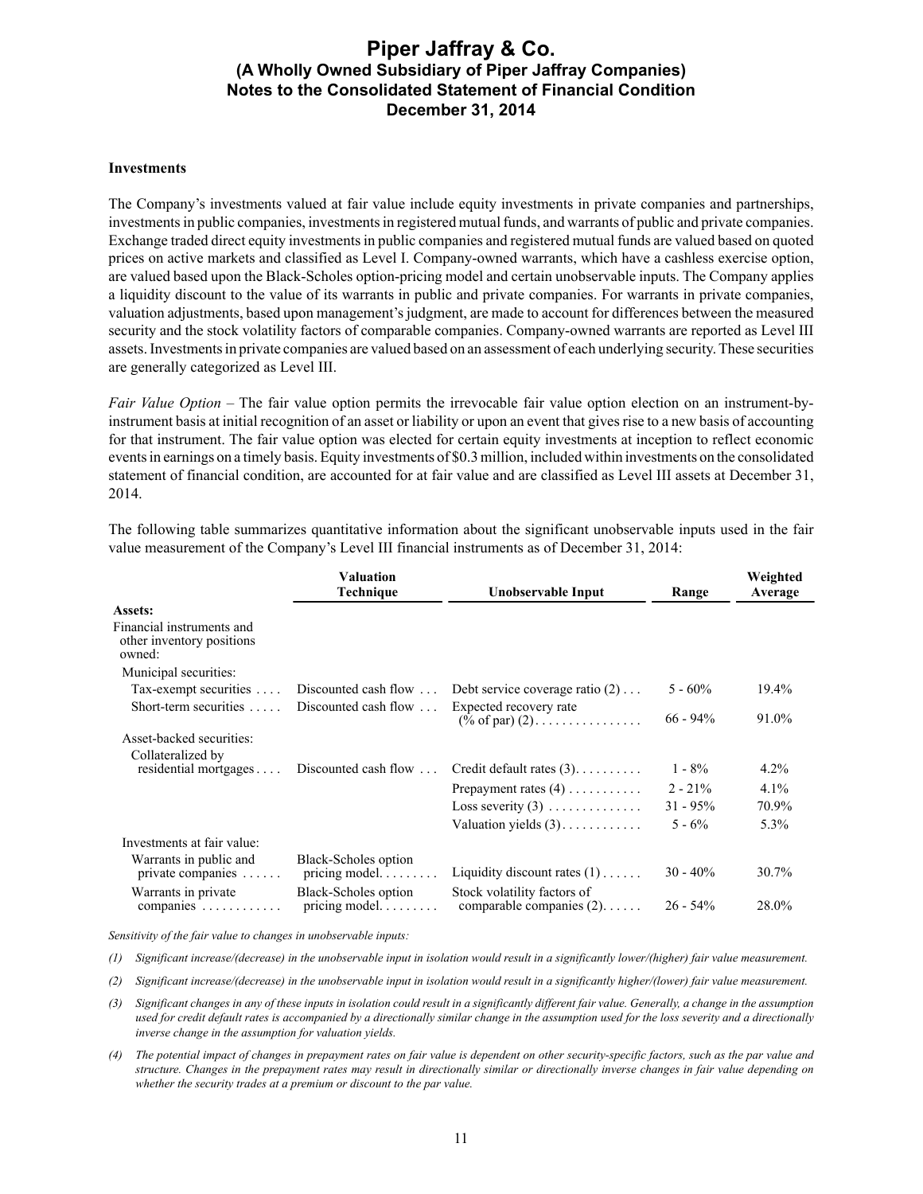### Investments

The Company's investments valued at fair value include equity investments in private companies and partnerships, investments in public companies, investments in registered mutual funds, and warrants of public and private companies. Exchange traded direct equity investments in public companies and registered mutual funds are valued based on quoted prices on active markets and classified as Level I. Company-owned warrants, which have a cashless exercise option, are valued based upon the Black-Scholes option-pricing model and certain unobservable inputs. The Company applies a liquidity discount to the value of its warrants in public and private companies. For warrants in private companies, valuation adjustments, based upon management's judgment, are made to account for differences between the measured security and the stock volatility factors of comparable companies. Company-owned warrants are reported as Level III assets. Investments in private companies are valued based on an assessment of each underlying security. These securities are generally categorized as Level III.

*Fair Value Option* – The fair value option permits the irrevocable fair value option election on an instrument-by-instrument basis at initial recognition of an asset or liability or upon an event that gives rise to a new basis of accounting for that instrument. The fair value option was elected for certain equity investments at inception to reflect economic events in earnings on a timely basis. Equity investments of $0.3 million, included within investments on the consolidated statement of financial condition, are accounted for at fair value and are classified as Level III assets at December 31, 2014.

The following table summarizes quantitative information about the significant unobservable inputs used in the fair value measurement of the Company's Level III financial instruments as of December 31, 2014:

| | Valuation Technique | Unobservable Input | Range | Weighted Average |
|---|---|---|---|---|
| **Assets:** | | | | |
| Financial instruments and other inventory positions owned: | | | | |
| Municipal securities: | | | | |
| Tax-exempt securities | Discounted cash flow | Debt service coverage ratio (2) | 5 - 60% | 19.4% |
| Short-term securities | Discounted cash flow | Expected recovery rate (% of par) (2) | 66 - 94% | 91.0% |
| Asset-backed securities: | | | | |
| Collateralized by residential mortgages | Discounted cash flow | Credit default rates (3) | 1 - 8% | 4.2% |
| | | Prepayment rates (4) | 2 - 21% | 4.1% |
| | | Loss severity (3) | 31 - 95% | 70.9% |
| | | Valuation yields (3) | 5 - 6% | 5.3% |
| Investments at fair value: | | | | |
| Warrants in public and private companies | Black-Scholes option pricing model | Liquidity discount rates (1) | 30 - 40% | 30.7% |
| Warrants in private companies | Black-Scholes option pricing model | Stock volatility factors of comparable companies (2) | 26 - 54% | 28.0% |

*Sensitivity of the fair value to changes in unobservable inputs:*

*(1) Significant increase/(decrease) in the unobservable input in isolation would result in a significantly lower/(higher) fair value measurement.*

*(2) Significant increase/(decrease) in the unobservable input in isolation would result in a significantly higher/(lower) fair value measurement.*

*(3) Significant changes in any of these inputs in isolation could result in a significantly different fair value. Generally, a change in the assumption used for credit default rates is accompanied by a directionally similar change in the assumption used for the loss severity and a directionally inverse change in the assumption for valuation yields.*

*(4) The potential impact of changes in prepayment rates on fair value is dependent on other security-specific factors, such as the par value and structure. Changes in the prepayment rates may result in directionally similar or directionally inverse changes in fair value depending on whether the security trades at a premium or discount to the par value.*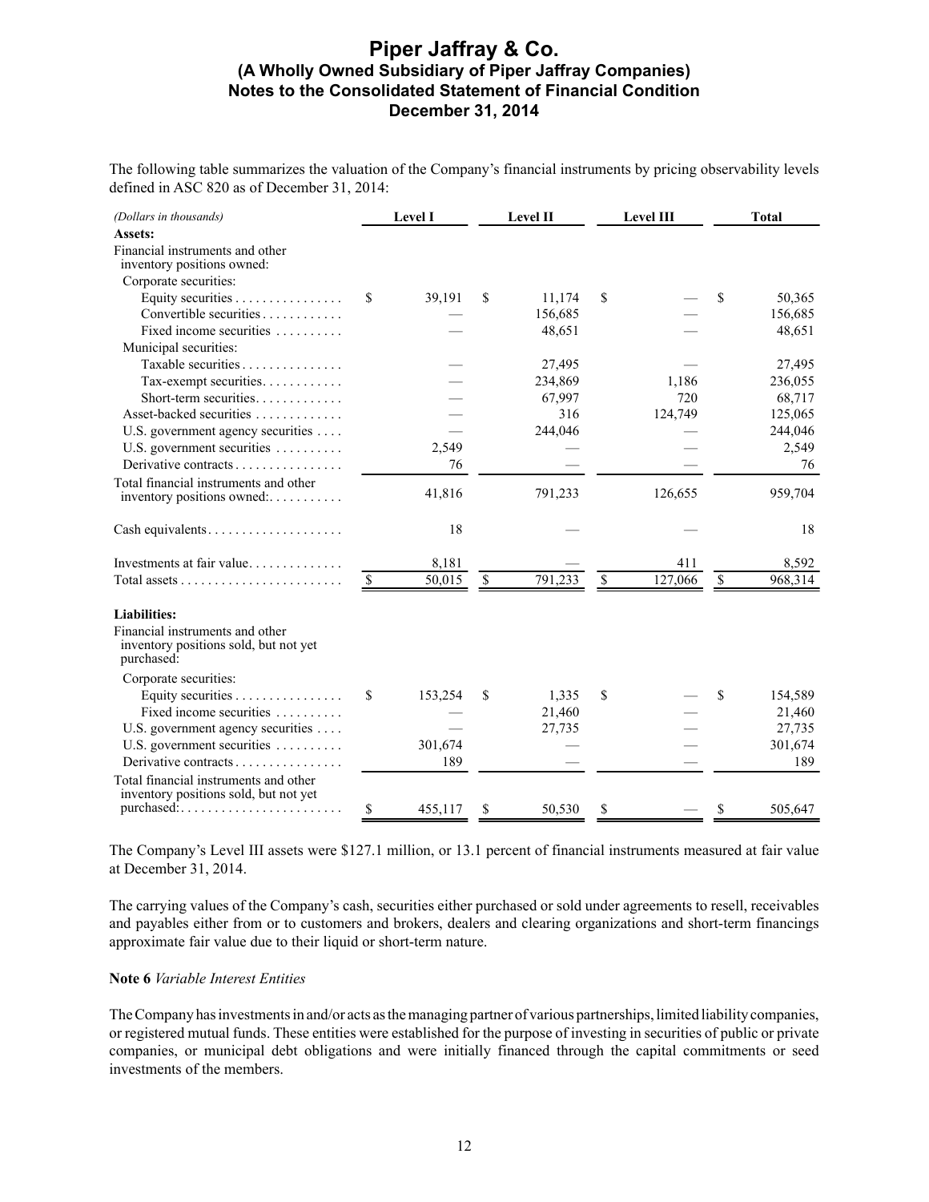# Piper Jaffray & Co.
## (A Wholly Owned Subsidiary of Piper Jaffray Companies)
## Notes to the Consolidated Statement of Financial Condition
## December 31, 2014

The following table summarizes the valuation of the Company's financial instruments by pricing observability levels defined in ASC 820 as of December 31, 2014:

| *(Dollars in thousands)* | Level I | Level II | Level III | Total |
|---|---|---|---|---|
| **Assets:** | | | | |
| Financial instruments and other inventory positions owned: | | | | |
| Corporate securities: | | | | |
| Equity securities | $ 39,191 | $ 11,174 | $ — | $ 50,365 |
| Convertible securities | — | 156,685 | — | 156,685 |
| Fixed income securities | — | 48,651 | — | 48,651 |
| Municipal securities: | | | | |
| Taxable securities | — | 27,495 | — | 27,495 |
| Tax-exempt securities | — | 234,869 | 1,186 | 236,055 |
| Short-term securities | — | 67,997 | 720 | 68,717 |
| Asset-backed securities | — | 316 | 124,749 | 125,065 |
| U.S. government agency securities | — | 244,046 | — | 244,046 |
| U.S. government securities | 2,549 | — | — | 2,549 |
| Derivative contracts | 76 | — | — | 76 |
| Total financial instruments and other inventory positions owned: | 41,816 | 791,233 | 126,655 | 959,704 |
| Cash equivalents | 18 | — | — | 18 |
| Investments at fair value | 8,181 | — | 411 | 8,592 |
| Total assets | $ 50,015 | $ 791,233 | $ 127,066 | $ 968,314 |
| **Liabilities:** | | | | |
| Financial instruments and other inventory positions sold, but not yet purchased: | | | | |
| Corporate securities: | | | | |
| Equity securities | $ 153,254 | $ 1,335 | $ — | $ 154,589 |
| Fixed income securities | — | 21,460 | — | 21,460 |
| U.S. government agency securities | — | 27,735 | — | 27,735 |
| U.S. government securities | 301,674 | — | — | 301,674 |
| Derivative contracts | 189 | — | — | 189 |
| Total financial instruments and other inventory positions sold, but not yet purchased: | $ 455,117 | $ 50,530 | $ — | $ 505,647 |

The Company's Level III assets were $127.1 million, or 13.1 percent of financial instruments measured at fair value at December 31, 2014.

The carrying values of the Company's cash, securities either purchased or sold under agreements to resell, receivables and payables either from or to customers and brokers, dealers and clearing organizations and short-term financings approximate fair value due to their liquid or short-term nature.

**Note 6** *Variable Interest Entities*

The Company has investments in and/or acts as the managing partner of various partnerships, limited liability companies, or registered mutual funds. These entities were established for the purpose of investing in securities of public or private companies, or municipal debt obligations and were initially financed through the capital commitments or seed investments of the members.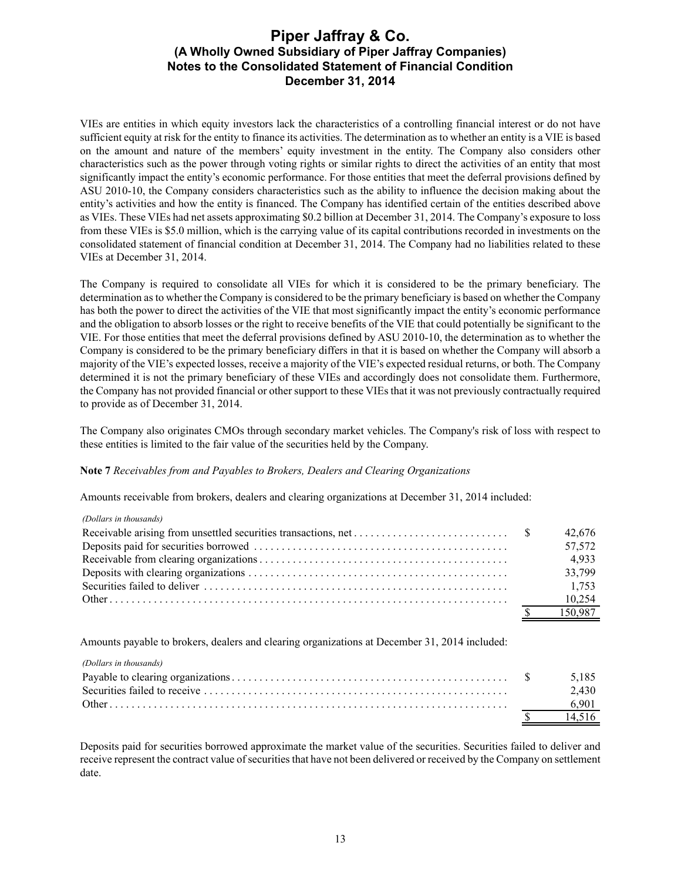VIEs are entities in which equity investors lack the characteristics of a controlling financial interest or do not have sufficient equity at risk for the entity to finance its activities. The determination as to whether an entity is a VIE is based on the amount and nature of the members' equity investment in the entity. The Company also considers other characteristics such as the power through voting rights or similar rights to direct the activities of an entity that most significantly impact the entity's economic performance. For those entities that meet the deferral provisions defined by ASU 2010-10, the Company considers characteristics such as the ability to influence the decision making about the entity's activities and how the entity is financed. The Company has identified certain of the entities described above as VIEs. These VIEs had net assets approximating $0.2 billion at December 31, 2014. The Company's exposure to loss from these VIEs is $5.0 million, which is the carrying value of its capital contributions recorded in investments on the consolidated statement of financial condition at December 31, 2014. The Company had no liabilities related to these VIEs at December 31, 2014.

The Company is required to consolidate all VIEs for which it is considered to be the primary beneficiary. The determination as to whether the Company is considered to be the primary beneficiary is based on whether the Company has both the power to direct the activities of the VIE that most significantly impact the entity's economic performance and the obligation to absorb losses or the right to receive benefits of the VIE that could potentially be significant to the VIE. For those entities that meet the deferral provisions defined by ASU 2010-10, the determination as to whether the Company is considered to be the primary beneficiary differs in that it is based on whether the Company will absorb a majority of the VIE's expected losses, receive a majority of the VIE's expected residual returns, or both. The Company determined it is not the primary beneficiary of these VIEs and accordingly does not consolidate them. Furthermore, the Company has not provided financial or other support to these VIEs that it was not previously contractually required to provide as of December 31, 2014.

The Company also originates CMOs through secondary market vehicles. The Company's risk of loss with respect to these entities is limited to the fair value of the securities held by the Company.

**Note 7** *Receivables from and Payables to Brokers, Dealers and Clearing Organizations*

Amounts receivable from brokers, dealers and clearing organizations at December 31, 2014 included:

| *(Dollars in thousands)* | |
|---|---|
| Receivable arising from unsettled securities transactions, net | $ 42,676 |
| Deposits paid for securities borrowed | 57,572 |
| Receivable from clearing organizations | 4,933 |
| Deposits with clearing organizations | 33,799 |
| Securities failed to deliver | 1,753 |
| Other | 10,254 |
| | $ 150,987 |

Amounts payable to brokers, dealers and clearing organizations at December 31, 2014 included:

| *(Dollars in thousands)* | |
|---|---|
| Payable to clearing organizations | $ 5,185 |
| Securities failed to receive | 2,430 |
| Other | 6,901 |
| | $ 14,516 |

Deposits paid for securities borrowed approximate the market value of the securities. Securities failed to deliver and receive represent the contract value of securities that have not been delivered or received by the Company on settlement date.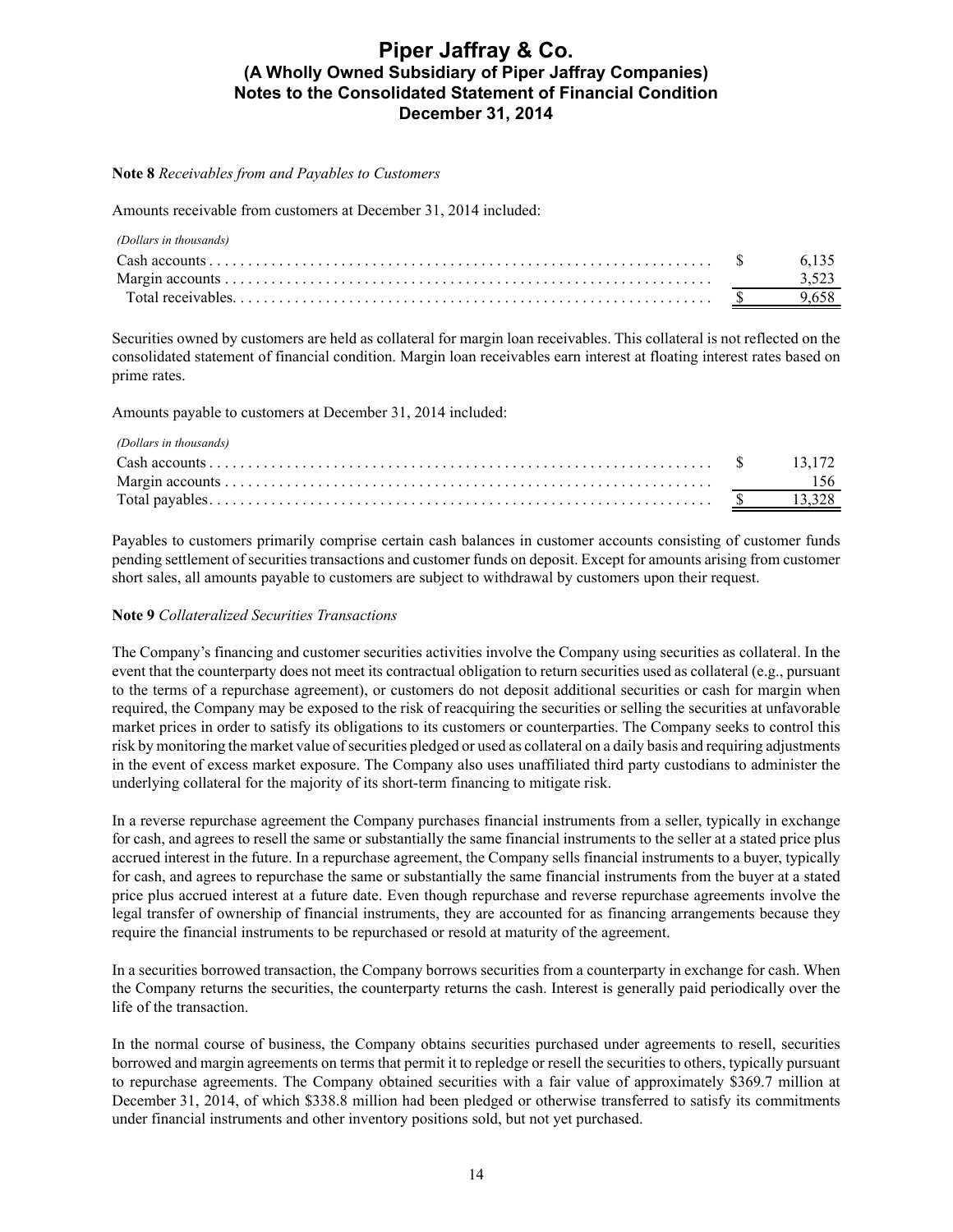**Note 8** *Receivables from and Payables to Customers*

Amounts receivable from customers at December 31, 2014 included:

| *(Dollars in thousands)* | |
|---|---|
| Cash accounts | $ 6,135 |
| Margin accounts | 3,523 |
| Total receivables | $ 9,658 |

Securities owned by customers are held as collateral for margin loan receivables. This collateral is not reflected on the consolidated statement of financial condition. Margin loan receivables earn interest at floating interest rates based on prime rates.

Amounts payable to customers at December 31, 2014 included:

| *(Dollars in thousands)* | |
|---|---|
| Cash accounts | $ 13,172 |
| Margin accounts | 156 |
| Total payables | $ 13,328 |

Payables to customers primarily comprise certain cash balances in customer accounts consisting of customer funds pending settlement of securities transactions and customer funds on deposit. Except for amounts arising from customer short sales, all amounts payable to customers are subject to withdrawal by customers upon their request.

**Note 9** *Collateralized Securities Transactions*

The Company's financing and customer securities activities involve the Company using securities as collateral. In the event that the counterparty does not meet its contractual obligation to return securities used as collateral (e.g., pursuant to the terms of a repurchase agreement), or customers do not deposit additional securities or cash for margin when required, the Company may be exposed to the risk of reacquiring the securities or selling the securities at unfavorable market prices in order to satisfy its obligations to its customers or counterparties. The Company seeks to control this risk by monitoring the market value of securities pledged or used as collateral on a daily basis and requiring adjustments in the event of excess market exposure. The Company also uses unaffiliated third party custodians to administer the underlying collateral for the majority of its short-term financing to mitigate risk.

In a reverse repurchase agreement the Company purchases financial instruments from a seller, typically in exchange for cash, and agrees to resell the same or substantially the same financial instruments to the seller at a stated price plus accrued interest in the future. In a repurchase agreement, the Company sells financial instruments to a buyer, typically for cash, and agrees to repurchase the same or substantially the same financial instruments from the buyer at a stated price plus accrued interest at a future date. Even though repurchase and reverse repurchase agreements involve the legal transfer of ownership of financial instruments, they are accounted for as financing arrangements because they require the financial instruments to be repurchased or resold at maturity of the agreement.

In a securities borrowed transaction, the Company borrows securities from a counterparty in exchange for cash. When the Company returns the securities, the counterparty returns the cash. Interest is generally paid periodically over the life of the transaction.

In the normal course of business, the Company obtains securities purchased under agreements to resell, securities borrowed and margin agreements on terms that permit it to repledge or resell the securities to others, typically pursuant to repurchase agreements. The Company obtained securities with a fair value of approximately $369.7 million at December 31, 2014, of which $338.8 million had been pledged or otherwise transferred to satisfy its commitments under financial instruments and other inventory positions sold, but not yet purchased.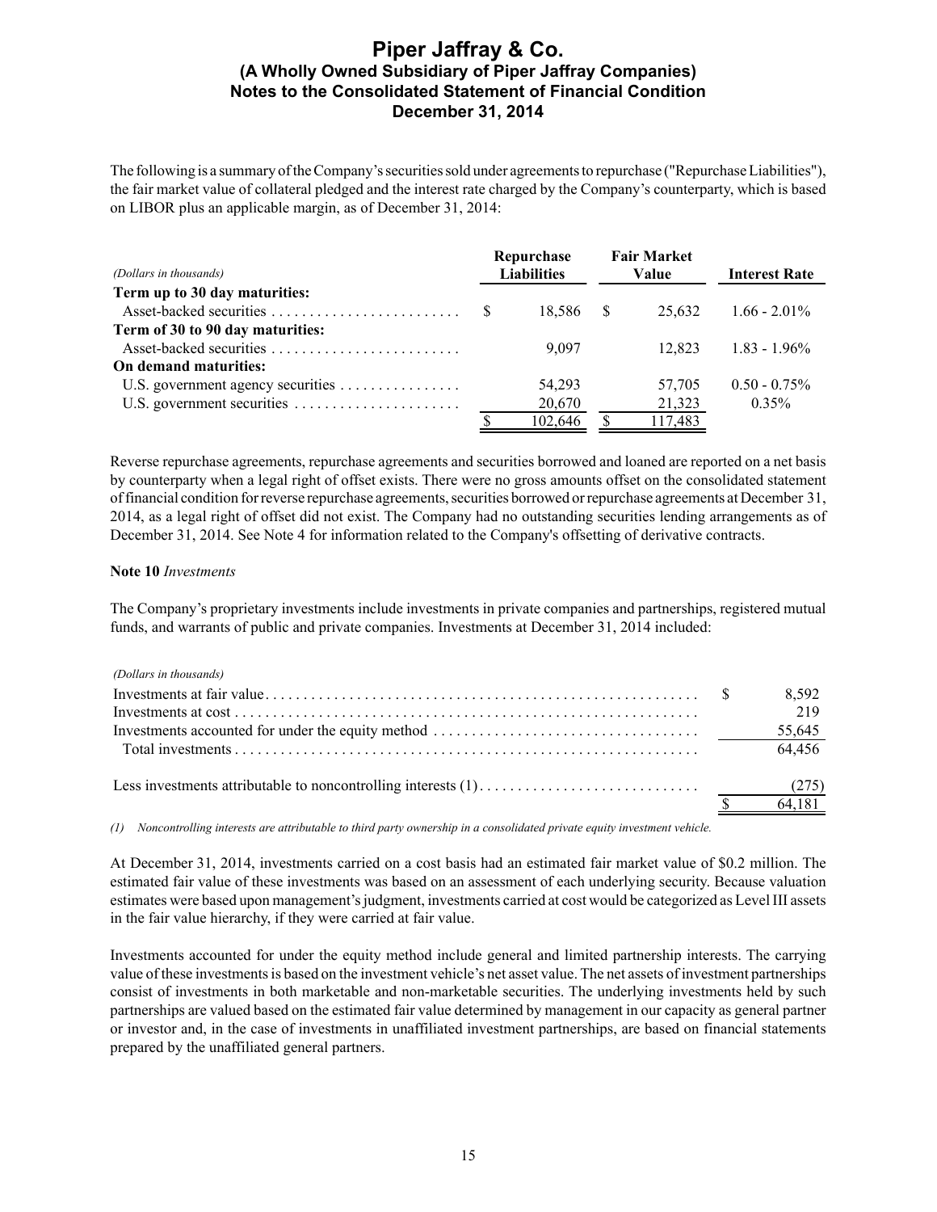The following is a summary of the Company's securities sold under agreements to repurchase ("Repurchase Liabilities"), the fair market value of collateral pledged and the interest rate charged by the Company's counterparty, which is based on LIBOR plus an applicable margin, as of December 31, 2014:

| *(Dollars in thousands)* | Repurchase Liabilities | Fair Market Value | Interest Rate |
|---|---|---|---|
| **Term up to 30 day maturities:** | | | |
| Asset-backed securities | $ 18,586 | $ 25,632 | 1.66 - 2.01% |
| **Term of 30 to 90 day maturities:** | | | |
| Asset-backed securities | 9,097 | 12,823 | 1.83 - 1.96% |
| **On demand maturities:** | | | |
| U.S. government agency securities | 54,293 | 57,705 | 0.50 - 0.75% |
| U.S. government securities | 20,670 | 21,323 | 0.35% |
| | $ 102,646 | $ 117,483 | |

Reverse repurchase agreements, repurchase agreements and securities borrowed and loaned are reported on a net basis by counterparty when a legal right of offset exists. There were no gross amounts offset on the consolidated statement of financial condition for reverse repurchase agreements, securities borrowed or repurchase agreements at December 31, 2014, as a legal right of offset did not exist. The Company had no outstanding securities lending arrangements as of December 31, 2014. See Note 4 for information related to the Company's offsetting of derivative contracts.

**Note 10** *Investments*

The Company's proprietary investments include investments in private companies and partnerships, registered mutual funds, and warrants of public and private companies. Investments at December 31, 2014 included:

| *(Dollars in thousands)* | |
|---|---|
| Investments at fair value | $ 8,592 |
| Investments at cost | 219 |
| Investments accounted for under the equity method | 55,645 |
| Total investments | 64,456 |
| | |
| Less investments attributable to noncontrolling interests (1) | (275) |
| | $ 64,181 |

*(1) Noncontrolling interests are attributable to third party ownership in a consolidated private equity investment vehicle.*

At December 31, 2014, investments carried on a cost basis had an estimated fair market value of $0.2 million. The estimated fair value of these investments was based on an assessment of each underlying security. Because valuation estimates were based upon management's judgment, investments carried at cost would be categorized as Level III assets in the fair value hierarchy, if they were carried at fair value.

Investments accounted for under the equity method include general and limited partnership interests. The carrying value of these investments is based on the investment vehicle's net asset value. The net assets of investment partnerships consist of investments in both marketable and non-marketable securities. The underlying investments held by such partnerships are valued based on the estimated fair value determined by management in our capacity as general partner or investor and, in the case of investments in unaffiliated investment partnerships, are based on financial statements prepared by the unaffiliated general partners.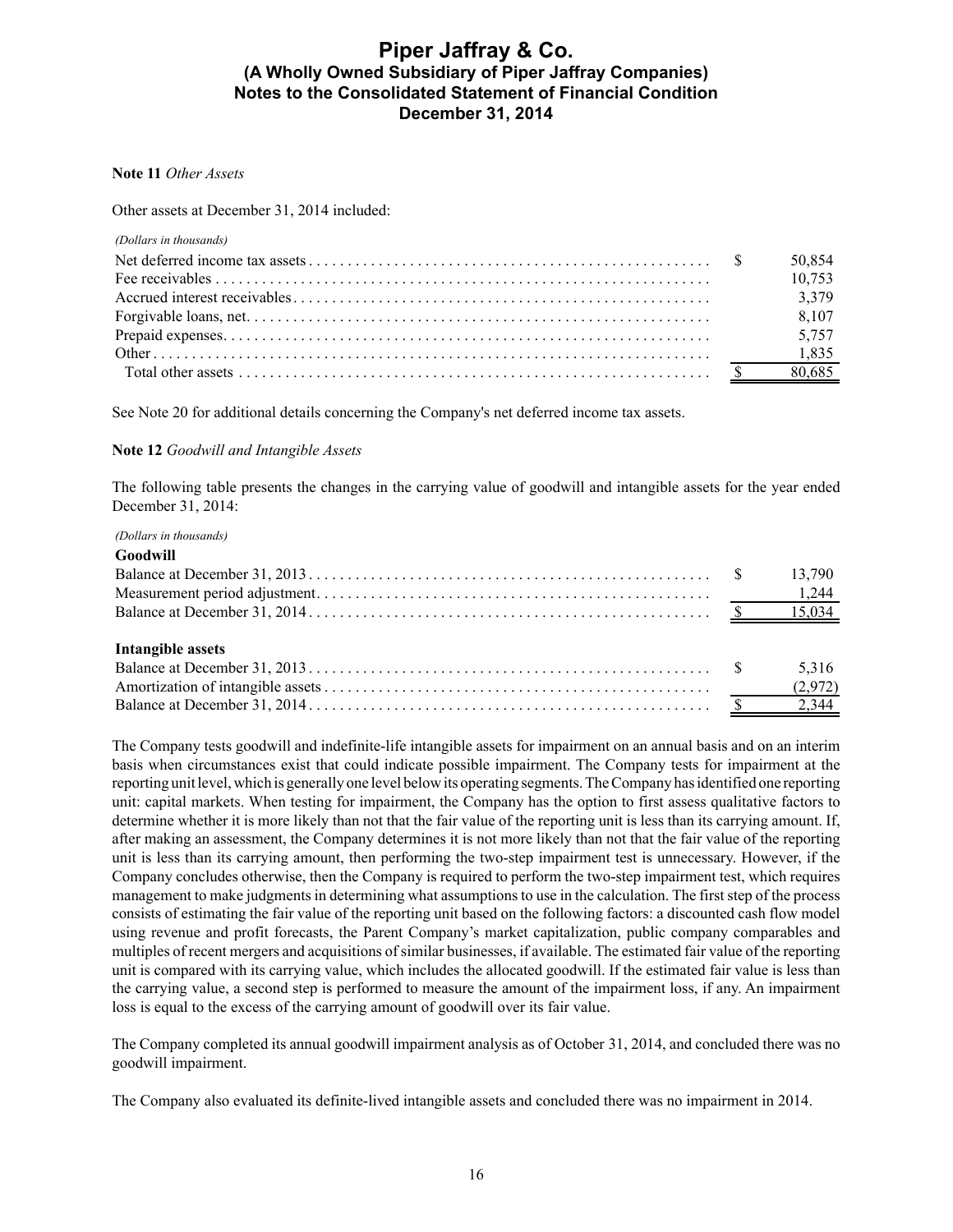**Note 11** *Other Assets*

Other assets at December 31, 2014 included:

| *(Dollars in thousands)* | |
|---|---|
| Net deferred income tax assets | $ 50,854 |
| Fee receivables | 10,753 |
| Accrued interest receivables | 3,379 |
| Forgivable loans, net | 8,107 |
| Prepaid expenses | 5,757 |
| Other | 1,835 |
| Total other assets | $ 80,685 |

See Note 20 for additional details concerning the Company's net deferred income tax assets.

**Note 12** *Goodwill and Intangible Assets*

The following table presents the changes in the carrying value of goodwill and intangible assets for the year ended December 31, 2014:

| *(Dollars in thousands)* | |
|---|---|
| **Goodwill** | |
| Balance at December 31, 2013 | $ 13,790 |
| Measurement period adjustment | 1,244 |
| Balance at December 31, 2014 | $ 15,034 |
| | |
| **Intangible assets** | |
| Balance at December 31, 2013 | $ 5,316 |
| Amortization of intangible assets | (2,972) |
| Balance at December 31, 2014 | $ 2,344 |

The Company tests goodwill and indefinite-life intangible assets for impairment on an annual basis and on an interim basis when circumstances exist that could indicate possible impairment. The Company tests for impairment at the reporting unit level, which is generally one level below its operating segments. The Company has identified one reporting unit: capital markets. When testing for impairment, the Company has the option to first assess qualitative factors to determine whether it is more likely than not that the fair value of the reporting unit is less than its carrying amount. If, after making an assessment, the Company determines it is not more likely than not that the fair value of the reporting unit is less than its carrying amount, then performing the two-step impairment test is unnecessary. However, if the Company concludes otherwise, then the Company is required to perform the two-step impairment test, which requires management to make judgments in determining what assumptions to use in the calculation. The first step of the process consists of estimating the fair value of the reporting unit based on the following factors: a discounted cash flow model using revenue and profit forecasts, the Parent Company's market capitalization, public company comparables and multiples of recent mergers and acquisitions of similar businesses, if available. The estimated fair value of the reporting unit is compared with its carrying value, which includes the allocated goodwill. If the estimated fair value is less than the carrying value, a second step is performed to measure the amount of the impairment loss, if any. An impairment loss is equal to the excess of the carrying amount of goodwill over its fair value.

The Company completed its annual goodwill impairment analysis as of October 31, 2014, and concluded there was no goodwill impairment.

The Company also evaluated its definite-lived intangible assets and concluded there was no impairment in 2014.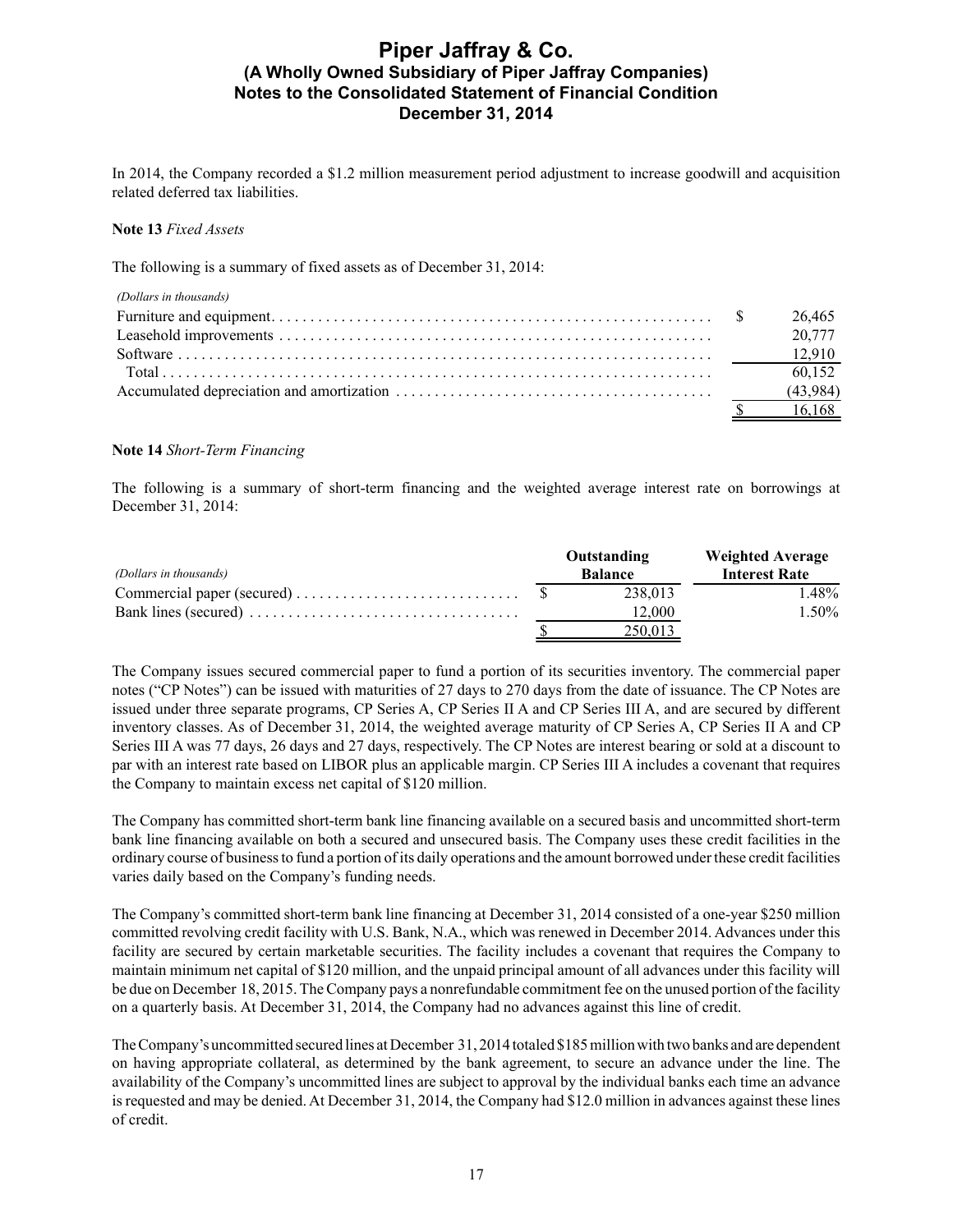In 2014, the Company recorded a $1.2 million measurement period adjustment to increase goodwill and acquisition related deferred tax liabilities.

**Note 13** *Fixed Assets*

The following is a summary of fixed assets as of December 31, 2014:

| *(Dollars in thousands)* | |
|---|---|
| Furniture and equipment | $ 26,465 |
| Leasehold improvements | 20,777 |
| Software | 12,910 |
| Total | 60,152 |
| Accumulated depreciation and amortization | (43,984) |
| | $ 16,168 |

**Note 14** *Short-Term Financing*

The following is a summary of short-term financing and the weighted average interest rate on borrowings at December 31, 2014:

| *(Dollars in thousands)* | Outstanding Balance | Weighted Average Interest Rate |
|---|---|---|
| Commercial paper (secured) | $ 238,013 | 1.48% |
| Bank lines (secured) | 12,000 | 1.50% |
| | $ 250,013 | |

The Company issues secured commercial paper to fund a portion of its securities inventory. The commercial paper notes ("CP Notes") can be issued with maturities of 27 days to 270 days from the date of issuance. The CP Notes are issued under three separate programs, CP Series A, CP Series II A and CP Series III A, and are secured by different inventory classes. As of December 31, 2014, the weighted average maturity of CP Series A, CP Series II A and CP Series III A was 77 days, 26 days and 27 days, respectively. The CP Notes are interest bearing or sold at a discount to par with an interest rate based on LIBOR plus an applicable margin. CP Series III A includes a covenant that requires the Company to maintain excess net capital of $120 million.

The Company has committed short-term bank line financing available on a secured basis and uncommitted short-term bank line financing available on both a secured and unsecured basis. The Company uses these credit facilities in the ordinary course of business to fund a portion of its daily operations and the amount borrowed under these credit facilities varies daily based on the Company's funding needs.

The Company's committed short-term bank line financing at December 31, 2014 consisted of a one-year $250 million committed revolving credit facility with U.S. Bank, N.A., which was renewed in December 2014. Advances under this facility are secured by certain marketable securities. The facility includes a covenant that requires the Company to maintain minimum net capital of $120 million, and the unpaid principal amount of all advances under this facility will be due on December 18, 2015. The Company pays a nonrefundable commitment fee on the unused portion of the facility on a quarterly basis. At December 31, 2014, the Company had no advances against this line of credit.

The Company's uncommitted secured lines at December 31, 2014 totaled $185 million with two banks and are dependent on having appropriate collateral, as determined by the bank agreement, to secure an advance under the line. The availability of the Company's uncommitted lines are subject to approval by the individual banks each time an advance is requested and may be denied. At December 31, 2014, the Company had $12.0 million in advances against these lines of credit.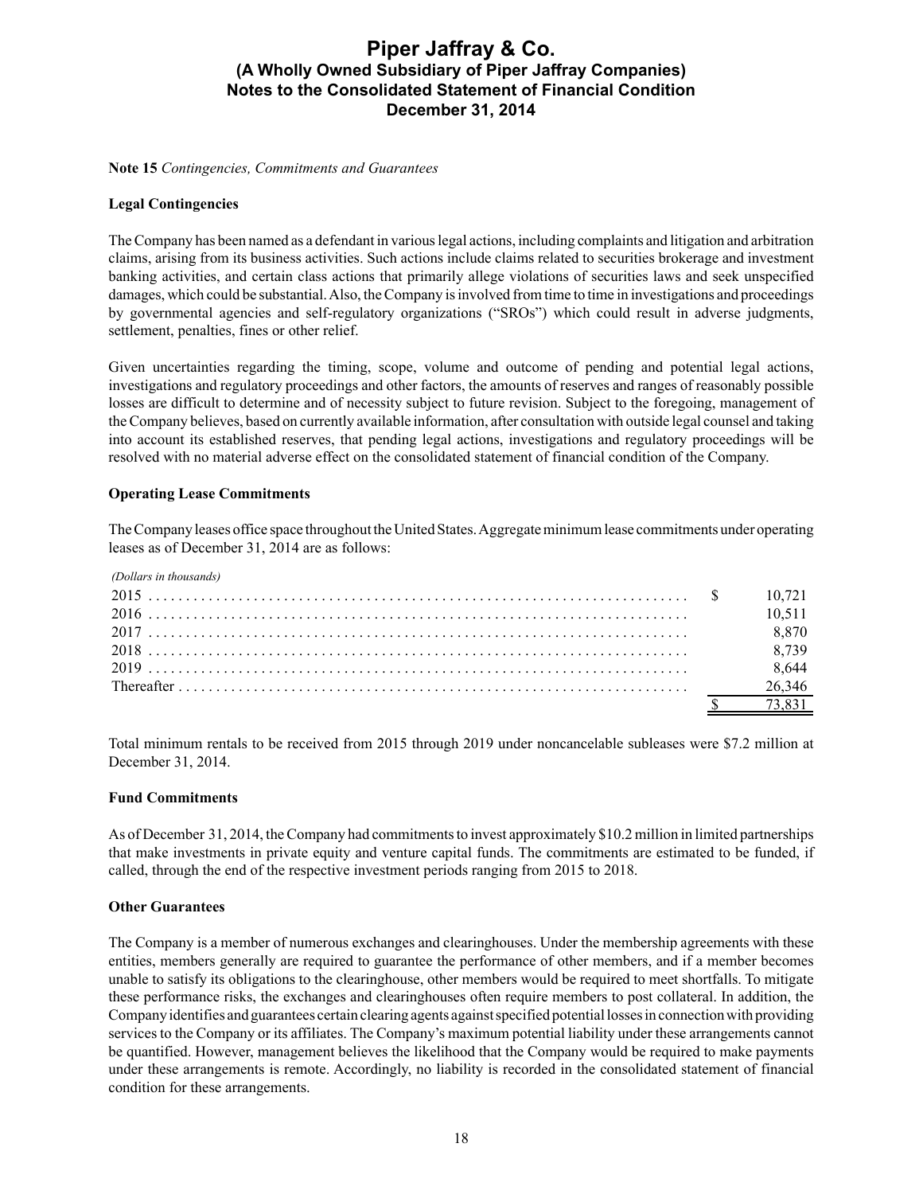**Note 15** *Contingencies, Commitments and Guarantees*

**Legal Contingencies**

The Company has been named as a defendant in various legal actions, including complaints and litigation and arbitration claims, arising from its business activities. Such actions include claims related to securities brokerage and investment banking activities, and certain class actions that primarily allege violations of securities laws and seek unspecified damages, which could be substantial. Also, the Company is involved from time to time in investigations and proceedings by governmental agencies and self-regulatory organizations ("SROs") which could result in adverse judgments, settlement, penalties, fines or other relief.

Given uncertainties regarding the timing, scope, volume and outcome of pending and potential legal actions, investigations and regulatory proceedings and other factors, the amounts of reserves and ranges of reasonably possible losses are difficult to determine and of necessity subject to future revision. Subject to the foregoing, management of the Company believes, based on currently available information, after consultation with outside legal counsel and taking into account its established reserves, that pending legal actions, investigations and regulatory proceedings will be resolved with no material adverse effect on the consolidated statement of financial condition of the Company.

**Operating Lease Commitments**

The Company leases office space throughout the United States. Aggregate minimum lease commitments under operating leases as of December 31, 2014 are as follows:

| *(Dollars in thousands)* | |
|---|---|
| 2015 | $ 10,721 |
| 2016 | 10,511 |
| 2017 | 8,870 |
| 2018 | 8,739 |
| 2019 | 8,644 |
| Thereafter | 26,346 |
| | $ 73,831 |

Total minimum rentals to be received from 2015 through 2019 under noncancelable subleases were $7.2 million at December 31, 2014.

**Fund Commitments**

As of December 31, 2014, the Company had commitments to invest approximately $10.2 million in limited partnerships that make investments in private equity and venture capital funds. The commitments are estimated to be funded, if called, through the end of the respective investment periods ranging from 2015 to 2018.

**Other Guarantees**

The Company is a member of numerous exchanges and clearinghouses. Under the membership agreements with these entities, members generally are required to guarantee the performance of other members, and if a member becomes unable to satisfy its obligations to the clearinghouse, other members would be required to meet shortfalls. To mitigate these performance risks, the exchanges and clearinghouses often require members to post collateral. In addition, the Company identifies and guarantees certain clearing agents against specified potential losses in connection with providing services to the Company or its affiliates. The Company's maximum potential liability under these arrangements cannot be quantified. However, management believes the likelihood that the Company would be required to make payments under these arrangements is remote. Accordingly, no liability is recorded in the consolidated statement of financial condition for these arrangements.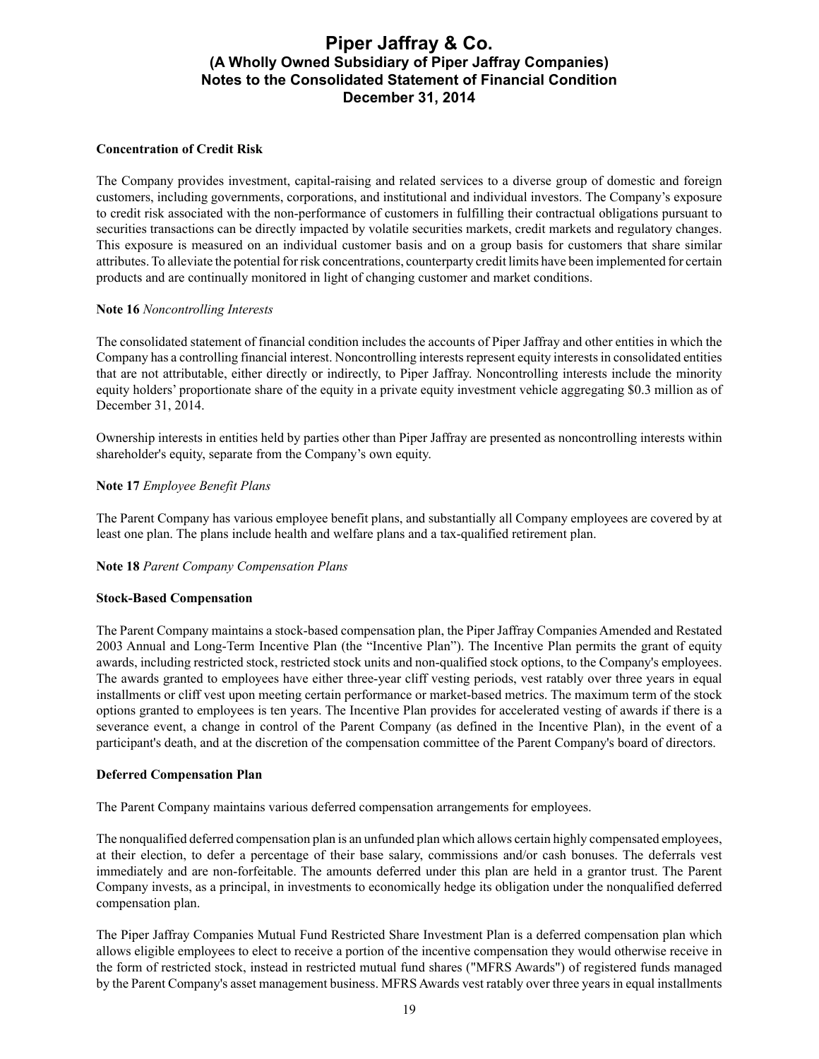**Concentration of Credit Risk**

The Company provides investment, capital-raising and related services to a diverse group of domestic and foreign customers, including governments, corporations, and institutional and individual investors. The Company's exposure to credit risk associated with the non-performance of customers in fulfilling their contractual obligations pursuant to securities transactions can be directly impacted by volatile securities markets, credit markets and regulatory changes. This exposure is measured on an individual customer basis and on a group basis for customers that share similar attributes. To alleviate the potential for risk concentrations, counterparty credit limits have been implemented for certain products and are continually monitored in light of changing customer and market conditions.

**Note 16** *Noncontrolling Interests*

The consolidated statement of financial condition includes the accounts of Piper Jaffray and other entities in which the Company has a controlling financial interest. Noncontrolling interests represent equity interests in consolidated entities that are not attributable, either directly or indirectly, to Piper Jaffray. Noncontrolling interests include the minority equity holders' proportionate share of the equity in a private equity investment vehicle aggregating $0.3 million as of December 31, 2014.

Ownership interests in entities held by parties other than Piper Jaffray are presented as noncontrolling interests within shareholder's equity, separate from the Company's own equity.

**Note 17** *Employee Benefit Plans*

The Parent Company has various employee benefit plans, and substantially all Company employees are covered by at least one plan. The plans include health and welfare plans and a tax-qualified retirement plan.

**Note 18** *Parent Company Compensation Plans*

**Stock-Based Compensation**

The Parent Company maintains a stock-based compensation plan, the Piper Jaffray Companies Amended and Restated 2003 Annual and Long-Term Incentive Plan (the "Incentive Plan"). The Incentive Plan permits the grant of equity awards, including restricted stock, restricted stock units and non-qualified stock options, to the Company's employees. The awards granted to employees have either three-year cliff vesting periods, vest ratably over three years in equal installments or cliff vest upon meeting certain performance or market-based metrics. The maximum term of the stock options granted to employees is ten years. The Incentive Plan provides for accelerated vesting of awards if there is a severance event, a change in control of the Parent Company (as defined in the Incentive Plan), in the event of a participant's death, and at the discretion of the compensation committee of the Parent Company's board of directors.

**Deferred Compensation Plan**

The Parent Company maintains various deferred compensation arrangements for employees.

The nonqualified deferred compensation plan is an unfunded plan which allows certain highly compensated employees, at their election, to defer a percentage of their base salary, commissions and/or cash bonuses. The deferrals vest immediately and are non-forfeitable. The amounts deferred under this plan are held in a grantor trust. The Parent Company invests, as a principal, in investments to economically hedge its obligation under the nonqualified deferred compensation plan.

The Piper Jaffray Companies Mutual Fund Restricted Share Investment Plan is a deferred compensation plan which allows eligible employees to elect to receive a portion of the incentive compensation they would otherwise receive in the form of restricted stock, instead in restricted mutual fund shares ("MFRS Awards") of registered funds managed by the Parent Company's asset management business. MFRS Awards vest ratably over three years in equal installments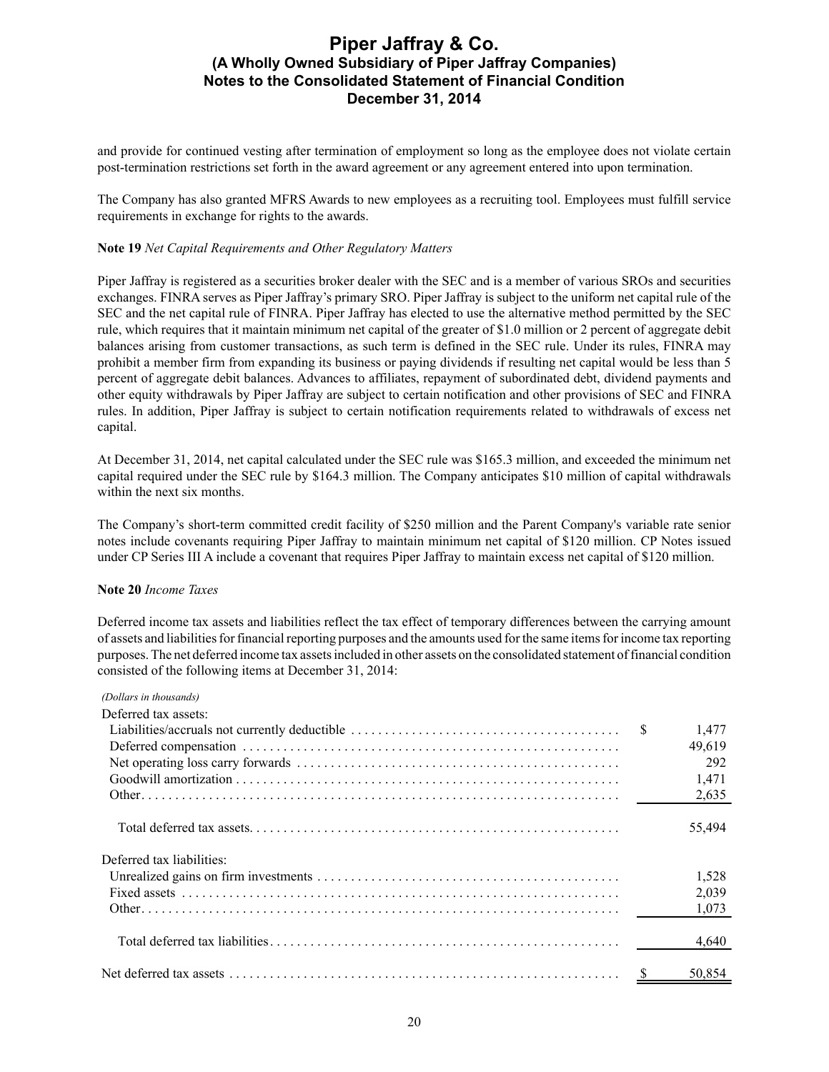and provide for continued vesting after termination of employment so long as the employee does not violate certain post-termination restrictions set forth in the award agreement or any agreement entered into upon termination.

The Company has also granted MFRS Awards to new employees as a recruiting tool. Employees must fulfill service requirements in exchange for rights to the awards.

**Note 19** *Net Capital Requirements and Other Regulatory Matters*

Piper Jaffray is registered as a securities broker dealer with the SEC and is a member of various SROs and securities exchanges. FINRA serves as Piper Jaffray's primary SRO. Piper Jaffray is subject to the uniform net capital rule of the SEC and the net capital rule of FINRA. Piper Jaffray has elected to use the alternative method permitted by the SEC rule, which requires that it maintain minimum net capital of the greater of $1.0 million or 2 percent of aggregate debit balances arising from customer transactions, as such term is defined in the SEC rule. Under its rules, FINRA may prohibit a member firm from expanding its business or paying dividends if resulting net capital would be less than 5 percent of aggregate debit balances. Advances to affiliates, repayment of subordinated debt, dividend payments and other equity withdrawals by Piper Jaffray are subject to certain notification and other provisions of SEC and FINRA rules. In addition, Piper Jaffray is subject to certain notification requirements related to withdrawals of excess net capital.

At December 31, 2014, net capital calculated under the SEC rule was $165.3 million, and exceeded the minimum net capital required under the SEC rule by $164.3 million. The Company anticipates $10 million of capital withdrawals within the next six months.

The Company's short-term committed credit facility of $250 million and the Parent Company's variable rate senior notes include covenants requiring Piper Jaffray to maintain minimum net capital of $120 million. CP Notes issued under CP Series III A include a covenant that requires Piper Jaffray to maintain excess net capital of $120 million.

**Note 20** *Income Taxes*

Deferred income tax assets and liabilities reflect the tax effect of temporary differences between the carrying amount of assets and liabilities for financial reporting purposes and the amounts used for the same items for income tax reporting purposes. The net deferred income tax assets included in other assets on the consolidated statement of financial condition consisted of the following items at December 31, 2014:

| *(Dollars in thousands)* | |
|---|---|
| Deferred tax assets: | |
| Liabilities/accruals not currently deductible | $ 1,477 |
| Deferred compensation | 49,619 |
| Net operating loss carry forwards | 292 |
| Goodwill amortization | 1,471 |
| Other | 2,635 |
| Total deferred tax assets | 55,494 |
| Deferred tax liabilities: | |
| Unrealized gains on firm investments | 1,528 |
| Fixed assets | 2,039 |
| Other | 1,073 |
| Total deferred tax liabilities | 4,640 |
| Net deferred tax assets | $ 50,854 |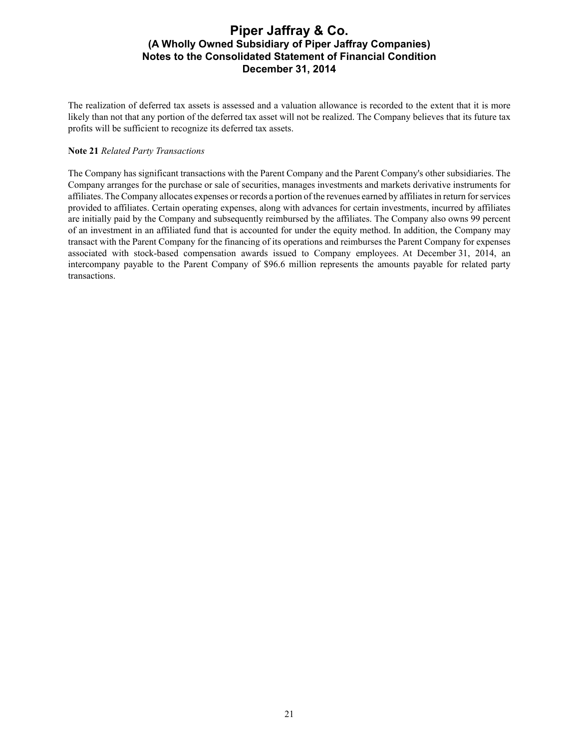The realization of deferred tax assets is assessed and a valuation allowance is recorded to the extent that it is more likely than not that any portion of the deferred tax asset will not be realized. The Company believes that its future tax profits will be sufficient to recognize its deferred tax assets.

**Note 21** *Related Party Transactions*

The Company has significant transactions with the Parent Company and the Parent Company's other subsidiaries. The Company arranges for the purchase or sale of securities, manages investments and markets derivative instruments for affiliates. The Company allocates expenses or records a portion of the revenues earned by affiliates in return for services provided to affiliates. Certain operating expenses, along with advances for certain investments, incurred by affiliates are initially paid by the Company and subsequently reimbursed by the affiliates. The Company also owns 99 percent of an investment in an affiliated fund that is accounted for under the equity method. In addition, the Company may transact with the Parent Company for the financing of its operations and reimburses the Parent Company for expenses associated with stock-based compensation awards issued to Company employees. At December 31, 2014, an intercompany payable to the Parent Company of $96.6 million represents the amounts payable for related party transactions.